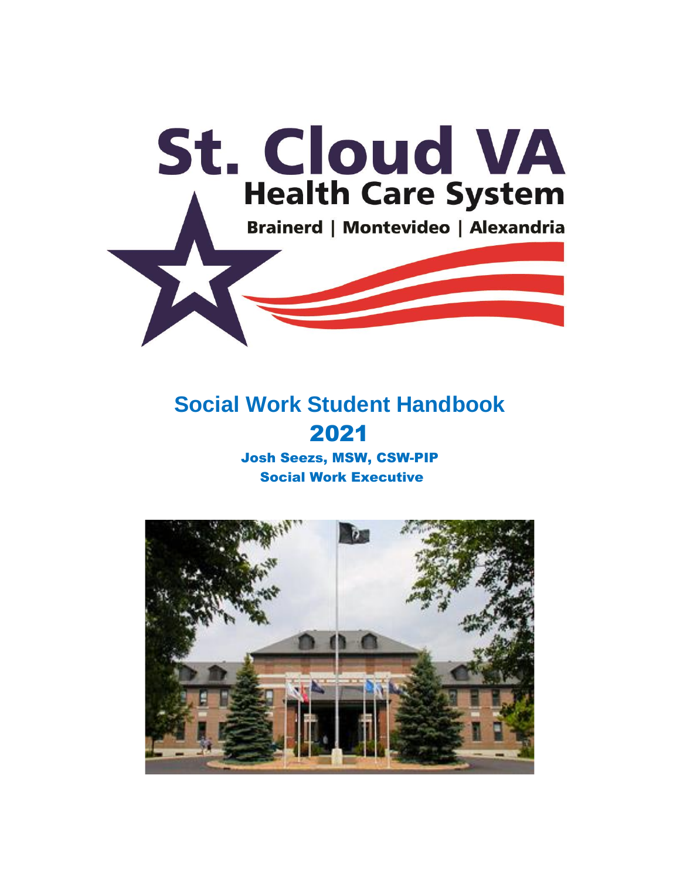# St. Cloud VA

## Health Care System

Brainerd | Montevideo | Alexandria

# Social Work Student Handbook

## 2021

**Josh Seezs, MSW, CSW-PIP**

**Social Work Executive**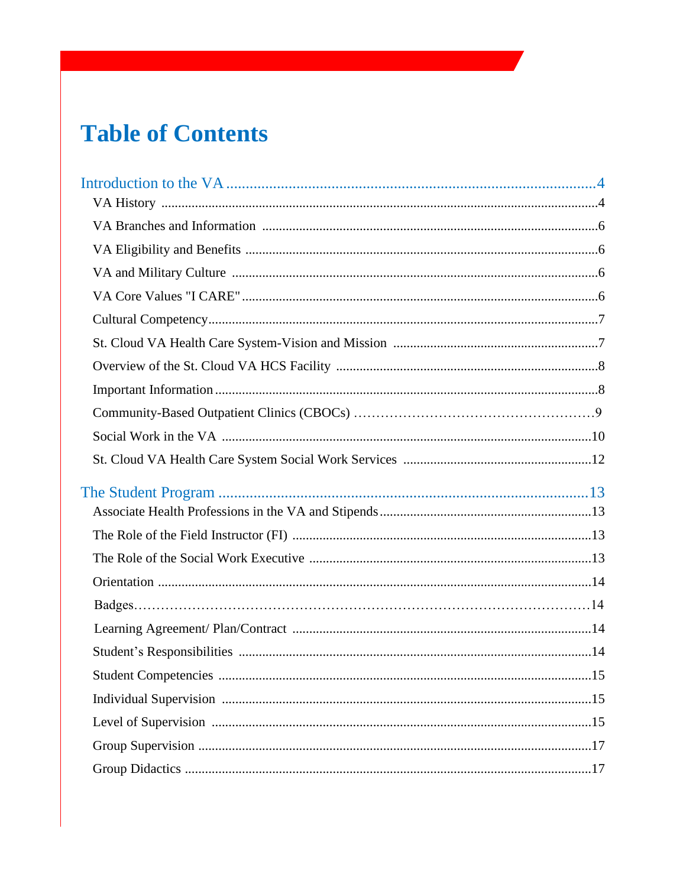# Table of Contents

Introduction to the VA ....................................................................................................4

- VA History ....................................................................................................4
- VA Branches and Information ....................................................................................................6
- VA Eligibility and Benefits ....................................................................................................6
- VA and Military Culture ....................................................................................................6
- VA Core Values "I CARE" ....................................................................................................6
- Cultural Competency....................................................................................................7
- St. Cloud VA Health Care System-Vision and Mission ....................................................................................................7
- Overview of the St. Cloud VA HCS Facility ....................................................................................................8
- Important Information ....................................................................................................8
- Community-Based Outpatient Clinics (CBOCs) ……………………………………………9
- Social Work in the VA ....................................................................................................10
- St. Cloud VA Health Care System Social Work Services ....................................................................................................12

The Student Program ....................................................................................................13

- Associate Health Professions in the VA and Stipends....................................................................................................13
- The Role of the Field Instructor (FI) ....................................................................................................13
- The Role of the Social Work Executive ....................................................................................................13
- Orientation ....................................................................................................14
- Badges……………………………………………………………………………………14
- Learning Agreement/ Plan/Contract ....................................................................................................14
- Student's Responsibilities ....................................................................................................14
- Student Competencies ....................................................................................................15
- Individual Supervision ....................................................................................................15
- Level of Supervision ....................................................................................................15
- Group Supervision ....................................................................................................17
- Group Didactics ....................................................................................................17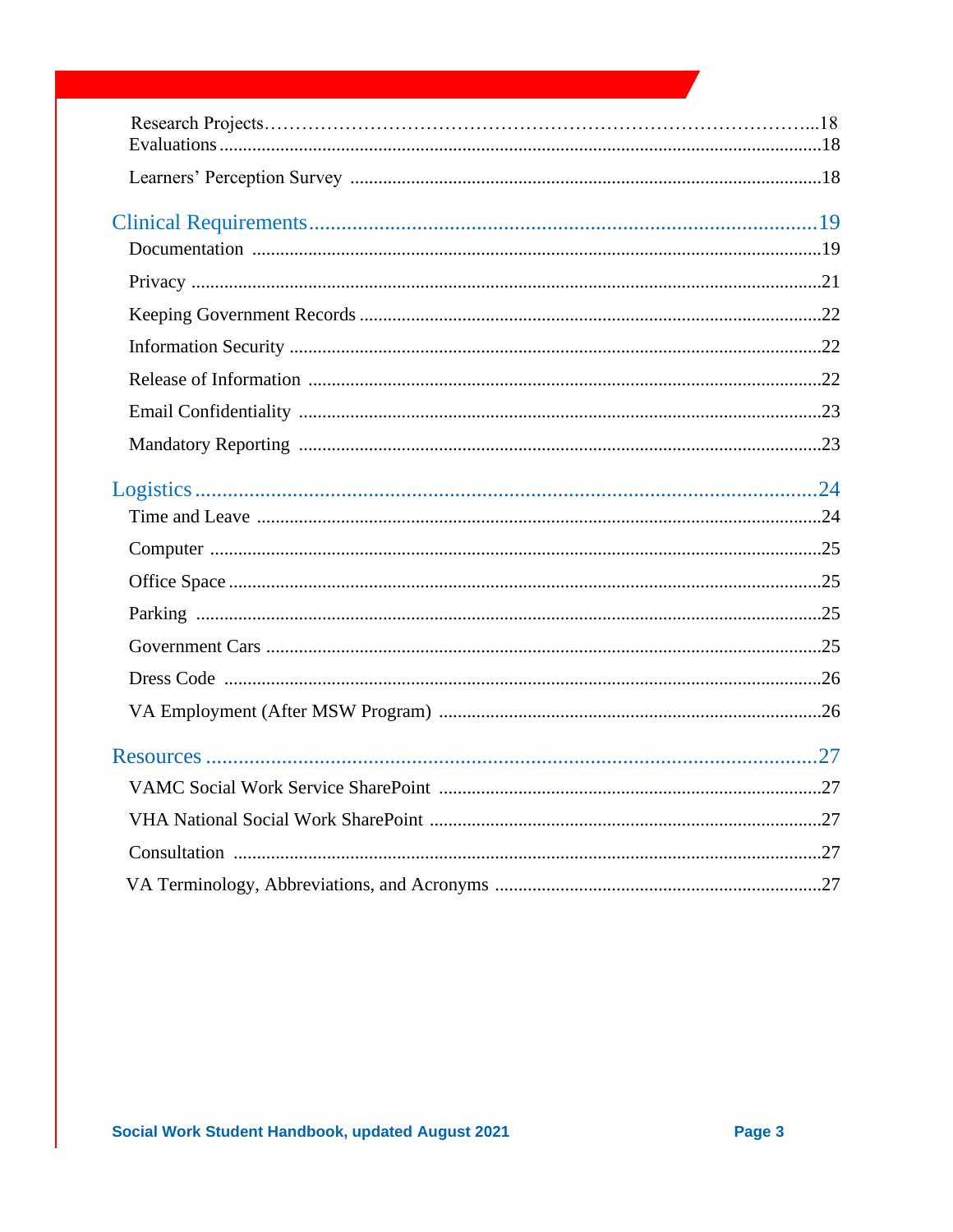Research Projects..........18
Evaluations..........18
Learners' Perception Survey..........18

Clinical Requirements..........19
Documentation..........19
Privacy..........21
Keeping Government Records..........22
Information Security..........22
Release of Information..........22
Email Confidentiality..........23
Mandatory Reporting..........23

Logistics..........24
Time and Leave..........24
Computer..........25
Office Space..........25
Parking..........25
Government Cars..........25
Dress Code..........26
VA Employment (After MSW Program)..........26

Resources..........27
VAMC Social Work Service SharePoint..........27
VHA National Social Work SharePoint..........27
Consultation..........27
VA Terminology, Abbreviations, and Acronyms..........27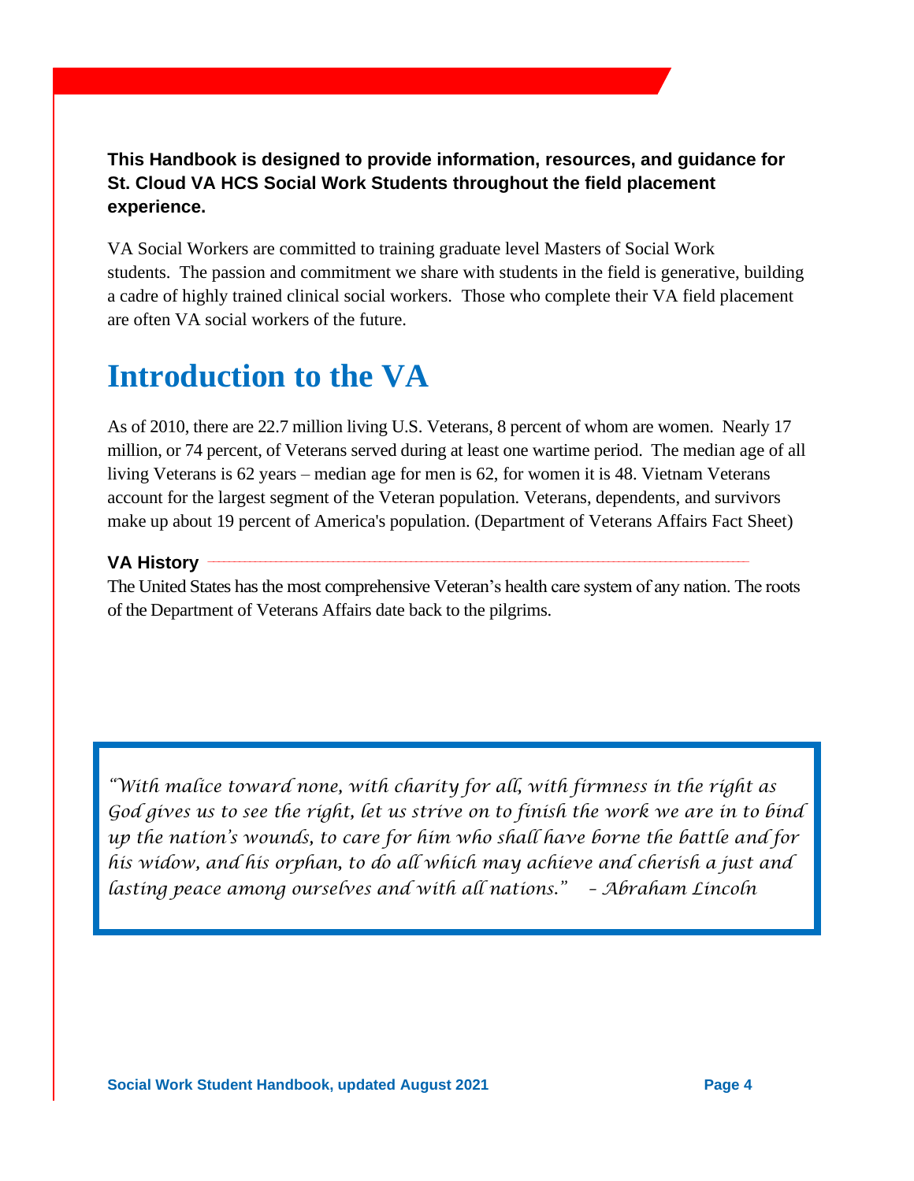**This Handbook is designed to provide information, resources, and guidance for St. Cloud VA HCS Social Work Students throughout the field placement experience.**

VA Social Workers are committed to training graduate level Masters of Social Work students. The passion and commitment we share with students in the field is generative, building a cadre of highly trained clinical social workers. Those who complete their VA field placement are often VA social workers of the future.

# Introduction to the VA

As of 2010, there are 22.7 million living U.S. Veterans, 8 percent of whom are women. Nearly 17 million, or 74 percent, of Veterans served during at least one wartime period. The median age of all living Veterans is 62 years – median age for men is 62, for women it is 48. Vietnam Veterans account for the largest segment of the Veteran population. Veterans, dependents, and survivors make up about 19 percent of America's population. (Department of Veterans Affairs Fact Sheet)

### VA History

The United States has the most comprehensive Veteran's health care system of any nation. The roots of the Department of Veterans Affairs date back to the pilgrims.

> *"With malice toward none, with charity for all, with firmness in the right as God gives us to see the right, let us strive on to finish the work we are in to bind up the nation's wounds, to care for him who shall have borne the battle and for his widow, and his orphan, to do all which may achieve and cherish a just and lasting peace among ourselves and with all nations." – Abraham Lincoln*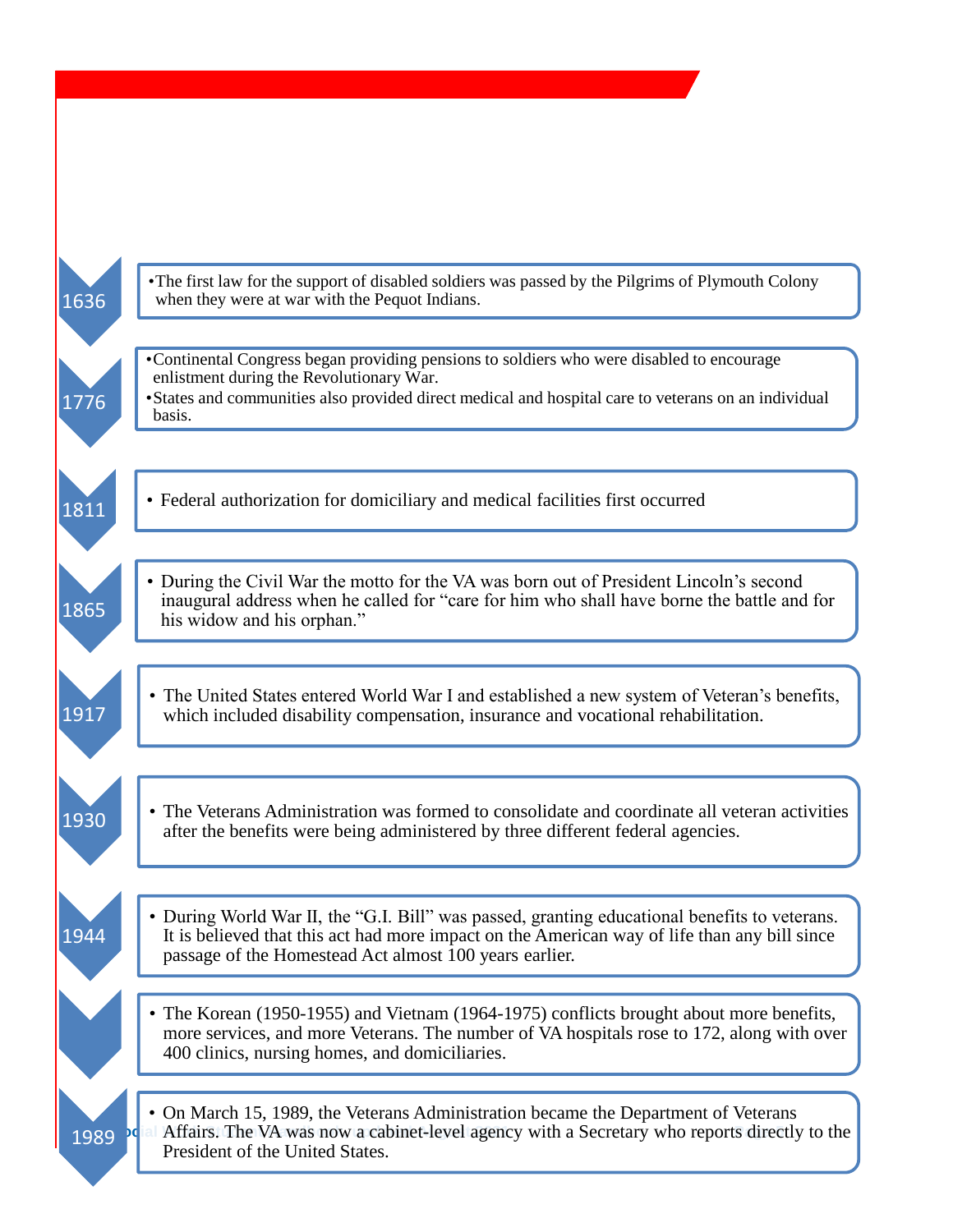**1636**

- The first law for the support of disabled soldiers was passed by the Pilgrims of Plymouth Colony when they were at war with the Pequot Indians.

**1776**

- Continental Congress began providing pensions to soldiers who were disabled to encourage enlistment during the Revolutionary War.
- States and communities also provided direct medical and hospital care to veterans on an individual basis.

**1811**

- Federal authorization for domiciliary and medical facilities first occurred

**1865**

- During the Civil War the motto for the VA was born out of President Lincoln's second inaugural address when he called for "care for him who shall have borne the battle and for his widow and his orphan."

**1917**

- The United States entered World War I and established a new system of Veteran's benefits, which included disability compensation, insurance and vocational rehabilitation.

**1930**

- The Veterans Administration was formed to consolidate and coordinate all veteran activities after the benefits were being administered by three different federal agencies.

**1944**

- During World War II, the "G.I. Bill" was passed, granting educational benefits to veterans. It is believed that this act had more impact on the American way of life than any bill since passage of the Homestead Act almost 100 years earlier.

- The Korean (1950-1955) and Vietnam (1964-1975) conflicts brought about more benefits, more services, and more Veterans. The number of VA hospitals rose to 172, along with over 400 clinics, nursing homes, and domiciliaries.

**1989**

- On March 15, 1989, the Veterans Administration became the Department of Veterans Affairs. The VA was now a cabinet-level agency with a Secretary who reports directly to the President of the United States.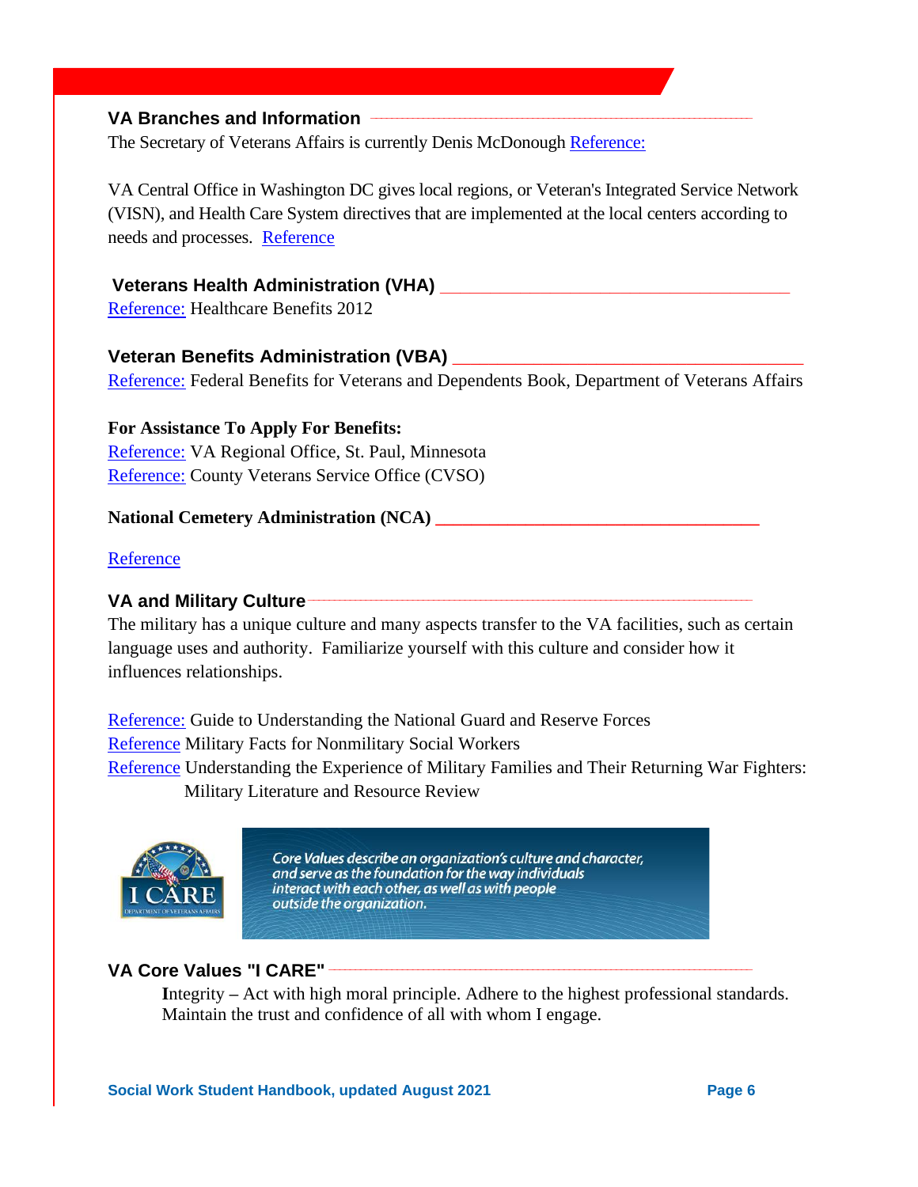## VA Branches and Information

The Secretary of Veterans Affairs is currently Denis McDonough [Reference:](#)

VA Central Office in Washington DC gives local regions, or Veteran's Integrated Service Network (VISN), and Health Care System directives that are implemented at the local centers according to needs and processes. [Reference](#)

### Veterans Health Administration (VHA)

[Reference:](#) Healthcare Benefits 2012

### Veteran Benefits Administration (VBA)

[Reference:](#) Federal Benefits for Veterans and Dependents Book, Department of Veterans Affairs

**For Assistance To Apply For Benefits:**

[Reference:](#) VA Regional Office, St. Paul, Minnesota
[Reference:](#) County Veterans Service Office (CVSO)

### National Cemetery Administration (NCA)

[Reference](#)

## VA and Military Culture

The military has a unique culture and many aspects transfer to the VA facilities, such as certain language uses and authority. Familiarize yourself with this culture and consider how it influences relationships.

[Reference:](#) Guide to Understanding the National Guard and Reserve Forces
[Reference](#) Military Facts for Nonmilitary Social Workers
[Reference](#) Understanding the Experience of Military Families and Their Returning War Fighters: Military Literature and Resource Review

I CARE — Department of Veterans Affairs

*Core Values describe an organization's culture and character, and serve as the foundation for the way individuals interact with each other, as well as with people outside the organization.*

## VA Core Values "I CARE"

**I**ntegrity – Act with high moral principle. Adhere to the highest professional standards. Maintain the trust and confidence of all with whom I engage.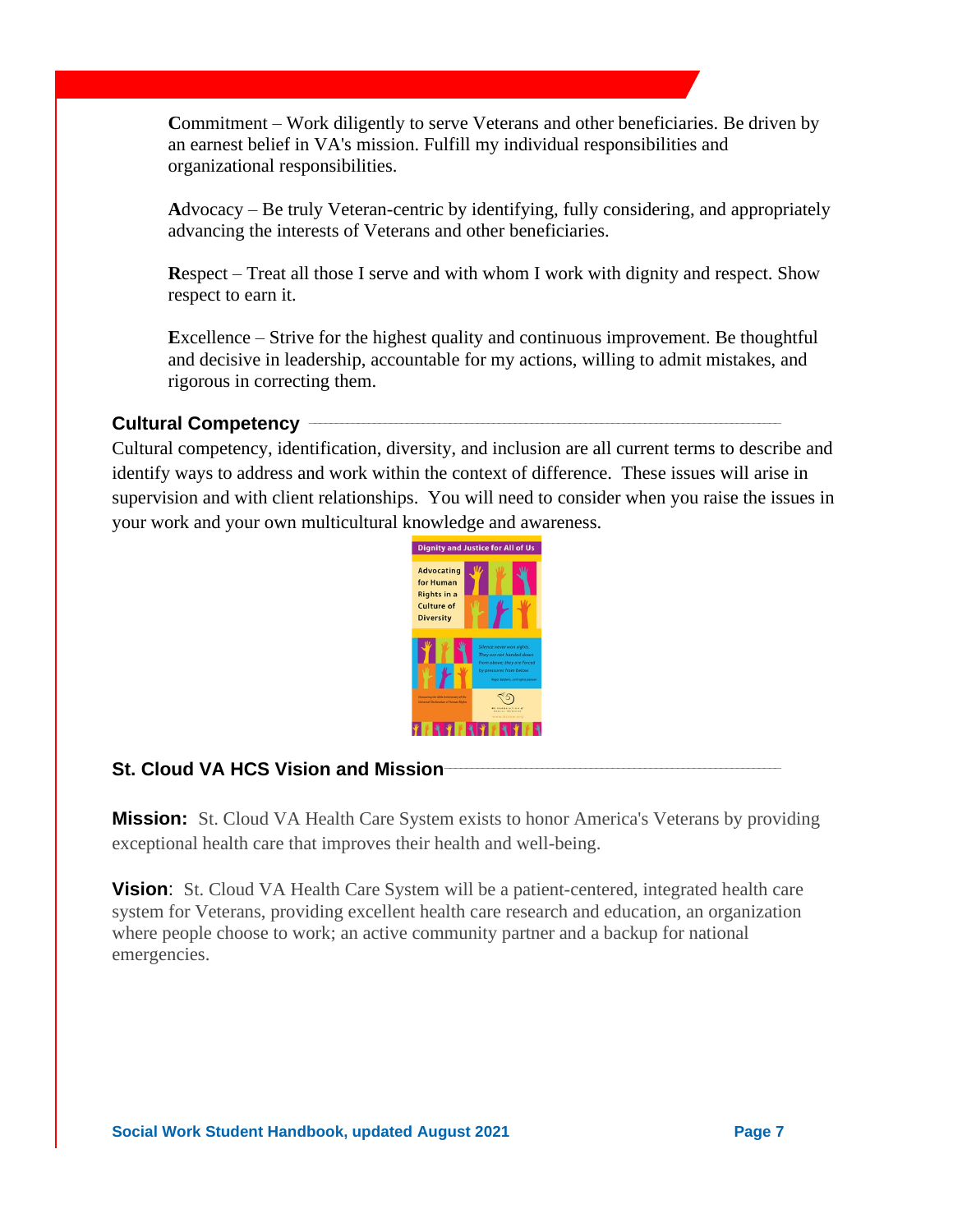**C**ommitment – Work diligently to serve Veterans and other beneficiaries. Be driven by an earnest belief in VA's mission. Fulfill my individual responsibilities and organizational responsibilities.

**A**dvocacy – Be truly Veteran-centric by identifying, fully considering, and appropriately advancing the interests of Veterans and other beneficiaries.

**R**espect – Treat all those I serve and with whom I work with dignity and respect. Show respect to earn it.

**E**xcellence – Strive for the highest quality and continuous improvement. Be thoughtful and decisive in leadership, accountable for my actions, willing to admit mistakes, and rigorous in correcting them.

## Cultural Competency

Cultural competency, identification, diversity, and inclusion are all current terms to describe and identify ways to address and work within the context of difference. These issues will arise in supervision and with client relationships. You will need to consider when you raise the issues in your work and your own multicultural knowledge and awareness.

## St. Cloud VA HCS Vision and Mission

**Mission:** St. Cloud VA Health Care System exists to honor America's Veterans by providing exceptional health care that improves their health and well-being.

**Vision**: St. Cloud VA Health Care System will be a patient-centered, integrated health care system for Veterans, providing excellent health care research and education, an organization where people choose to work; an active community partner and a backup for national emergencies.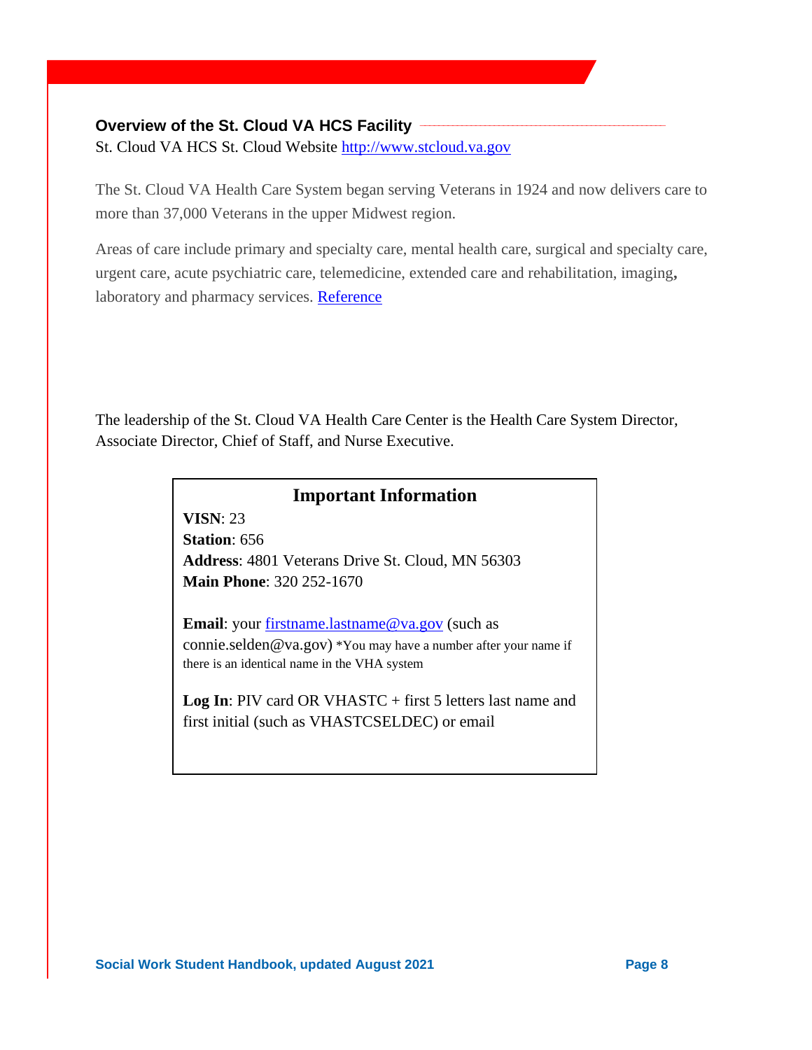## Overview of the St. Cloud VA HCS Facility

St. Cloud VA HCS St. Cloud Website [http://www.stcloud.va.gov](http://www.stcloud.va.gov)

The St. Cloud VA Health Care System began serving Veterans in 1924 and now delivers care to more than 37,000 Veterans in the upper Midwest region.

Areas of care include primary and specialty care, mental health care, surgical and specialty care, urgent care, acute psychiatric care, telemedicine, extended care and rehabilitation, imaging, laboratory and pharmacy services. Reference

The leadership of the St. Cloud VA Health Care Center is the Health Care System Director, Associate Director, Chief of Staff, and Nurse Executive.

### Important Information

**VISN**: 23
**Station**: 656
**Address**: 4801 Veterans Drive St. Cloud, MN 56303
**Main Phone**: 320 252-1670

**Email**: your firstname.lastname@va.gov (such as connie.selden@va.gov) *You may have a number after your name if there is an identical name in the VHA system

**Log In**: PIV card OR VHASTC + first 5 letters last name and first initial (such as VHASTCSELDEC) or email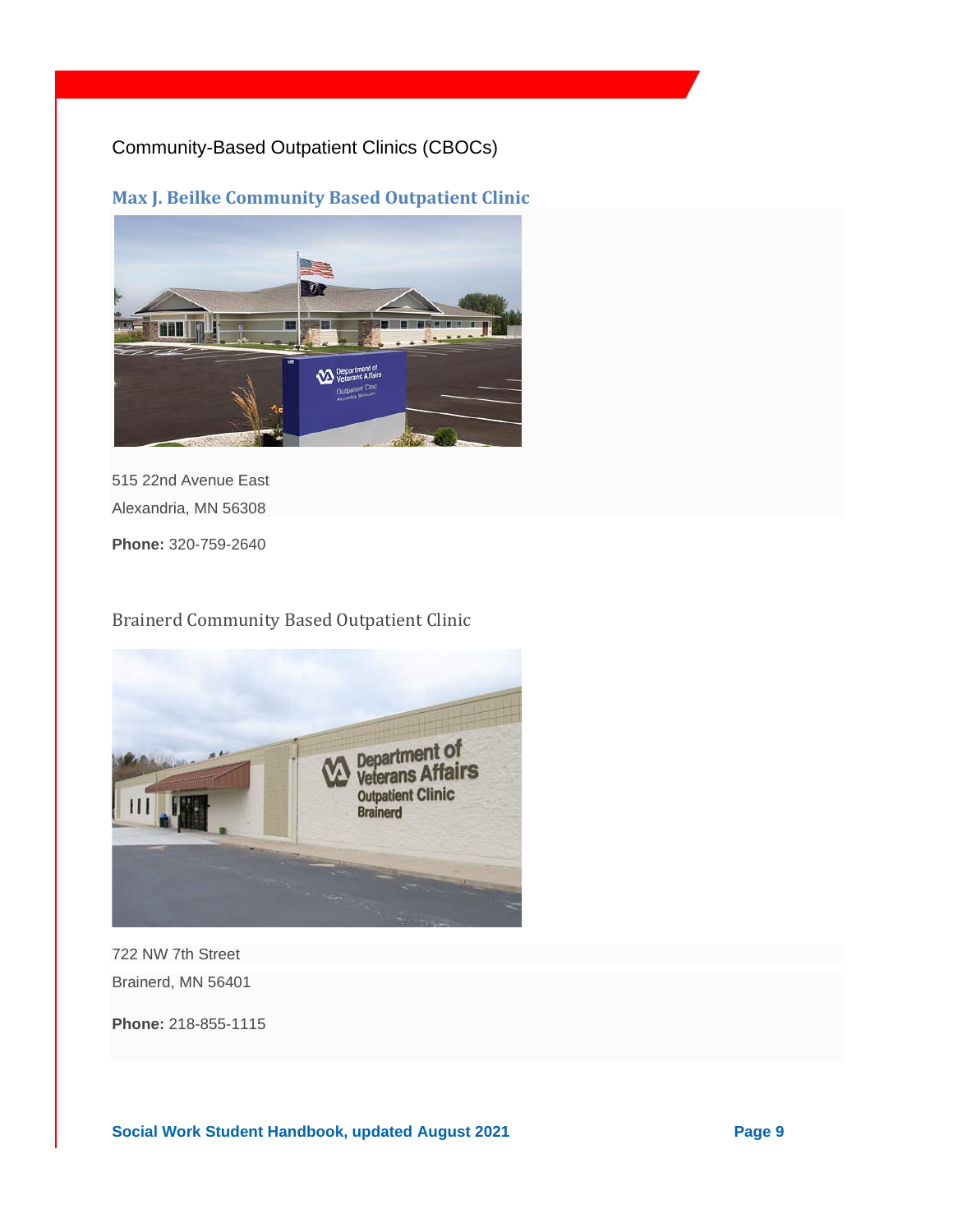Community-Based Outpatient Clinics (CBOCs)

## Max J. Beilke Community Based Outpatient Clinic

515 22nd Avenue East

Alexandria, MN 56308

**Phone:** 320-759-2640

## Brainerd Community Based Outpatient Clinic

722 NW 7th Street

Brainerd, MN 56401

**Phone:** 218-855-1115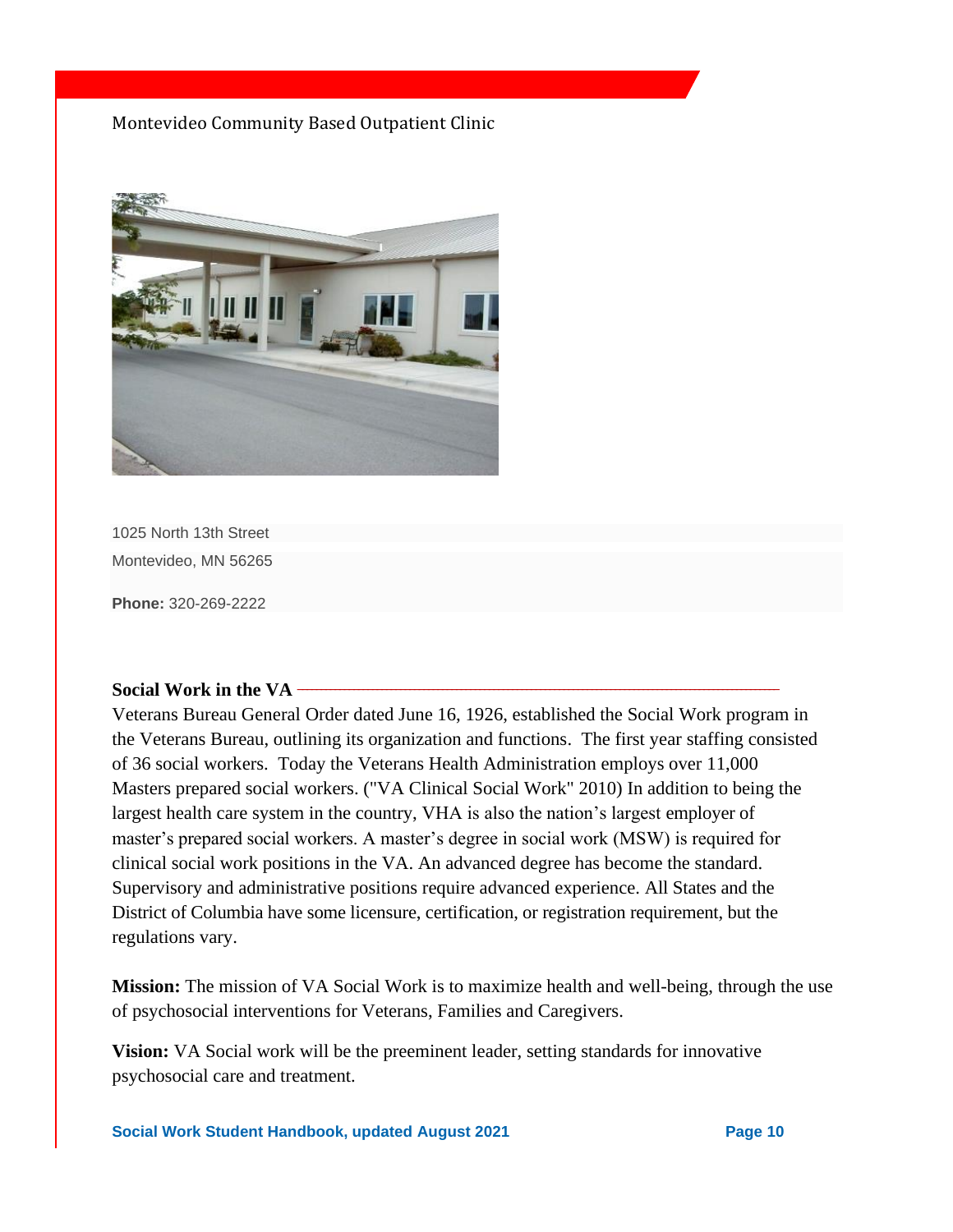Montevideo Community Based Outpatient Clinic

1025 North 13th Street

Montevideo, MN 56265

**Phone:** 320-269-2222

**Social Work in the VA**

Veterans Bureau General Order dated June 16, 1926, established the Social Work program in the Veterans Bureau, outlining its organization and functions. The first year staffing consisted of 36 social workers. Today the Veterans Health Administration employs over 11,000 Masters prepared social workers. ("VA Clinical Social Work" 2010) In addition to being the largest health care system in the country, VHA is also the nation's largest employer of master's prepared social workers. A master's degree in social work (MSW) is required for clinical social work positions in the VA. An advanced degree has become the standard. Supervisory and administrative positions require advanced experience. All States and the District of Columbia have some licensure, certification, or registration requirement, but the regulations vary.

**Mission:** The mission of VA Social Work is to maximize health and well-being, through the use of psychosocial interventions for Veterans, Families and Caregivers.

**Vision:** VA Social work will be the preeminent leader, setting standards for innovative psychosocial care and treatment.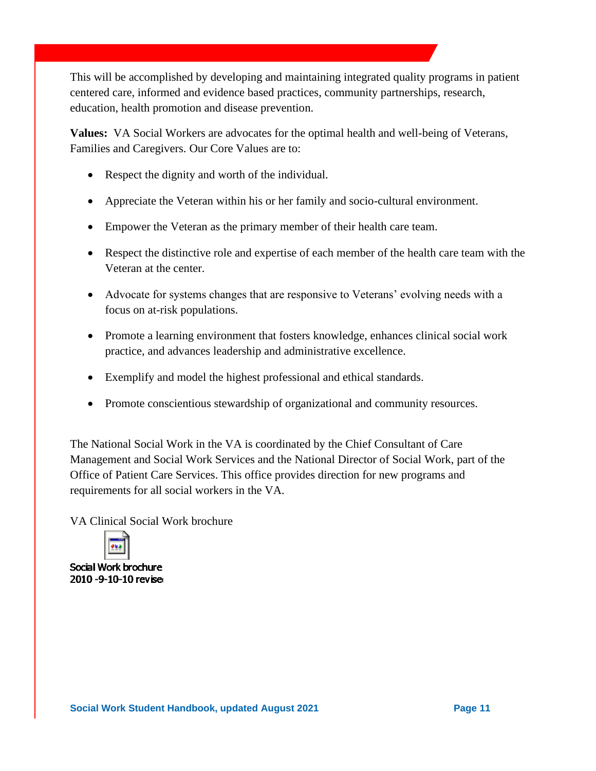This will be accomplished by developing and maintaining integrated quality programs in patient centered care, informed and evidence based practices, community partnerships, research, education, health promotion and disease prevention.

**Values:** VA Social Workers are advocates for the optimal health and well-being of Veterans, Families and Caregivers. Our Core Values are to:

- Respect the dignity and worth of the individual.
- Appreciate the Veteran within his or her family and socio-cultural environment.
- Empower the Veteran as the primary member of their health care team.
- Respect the distinctive role and expertise of each member of the health care team with the Veteran at the center.
- Advocate for systems changes that are responsive to Veterans' evolving needs with a focus on at-risk populations.
- Promote a learning environment that fosters knowledge, enhances clinical social work practice, and advances leadership and administrative excellence.
- Exemplify and model the highest professional and ethical standards.
- Promote conscientious stewardship of organizational and community resources.

The National Social Work in the VA is coordinated by the Chief Consultant of Care Management and Social Work Services and the National Director of Social Work, part of the Office of Patient Care Services. This office provides direction for new programs and requirements for all social workers in the VA.

VA Clinical Social Work brochure

Social Work brochure 2010 -9-10-10 revise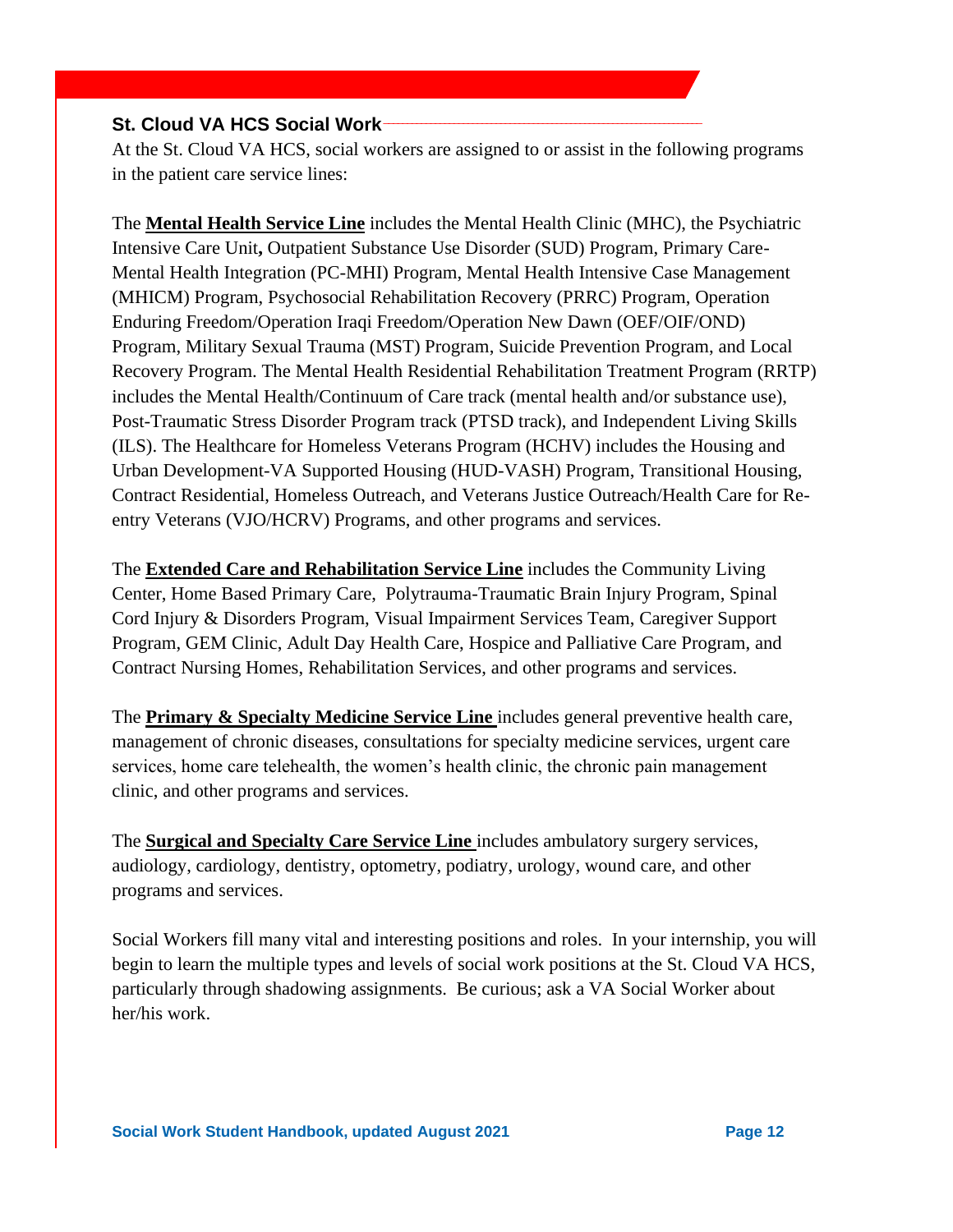## St. Cloud VA HCS Social Work

At the St. Cloud VA HCS, social workers are assigned to or assist in the following programs in the patient care service lines:

The **Mental Health Service Line** includes the Mental Health Clinic (MHC), the Psychiatric Intensive Care Unit**,** Outpatient Substance Use Disorder (SUD) Program, Primary Care-Mental Health Integration (PC-MHI) Program, Mental Health Intensive Case Management (MHICM) Program, Psychosocial Rehabilitation Recovery (PRRC) Program, Operation Enduring Freedom/Operation Iraqi Freedom/Operation New Dawn (OEF/OIF/OND) Program, Military Sexual Trauma (MST) Program, Suicide Prevention Program, and Local Recovery Program. The Mental Health Residential Rehabilitation Treatment Program (RRTP) includes the Mental Health/Continuum of Care track (mental health and/or substance use), Post-Traumatic Stress Disorder Program track (PTSD track), and Independent Living Skills (ILS). The Healthcare for Homeless Veterans Program (HCHV) includes the Housing and Urban Development-VA Supported Housing (HUD-VASH) Program, Transitional Housing, Contract Residential, Homeless Outreach, and Veterans Justice Outreach/Health Care for Re-entry Veterans (VJO/HCRV) Programs, and other programs and services.

The **Extended Care and Rehabilitation Service Line** includes the Community Living Center, Home Based Primary Care, Polytrauma-Traumatic Brain Injury Program, Spinal Cord Injury & Disorders Program, Visual Impairment Services Team, Caregiver Support Program, GEM Clinic, Adult Day Health Care, Hospice and Palliative Care Program, and Contract Nursing Homes, Rehabilitation Services, and other programs and services.

The **Primary & Specialty Medicine Service Line** includes general preventive health care, management of chronic diseases, consultations for specialty medicine services, urgent care services, home care telehealth, the women's health clinic, the chronic pain management clinic, and other programs and services.

The **Surgical and Specialty Care Service Line** includes ambulatory surgery services, audiology, cardiology, dentistry, optometry, podiatry, urology, wound care, and other programs and services.

Social Workers fill many vital and interesting positions and roles. In your internship, you will begin to learn the multiple types and levels of social work positions at the St. Cloud VA HCS, particularly through shadowing assignments. Be curious; ask a VA Social Worker about her/his work.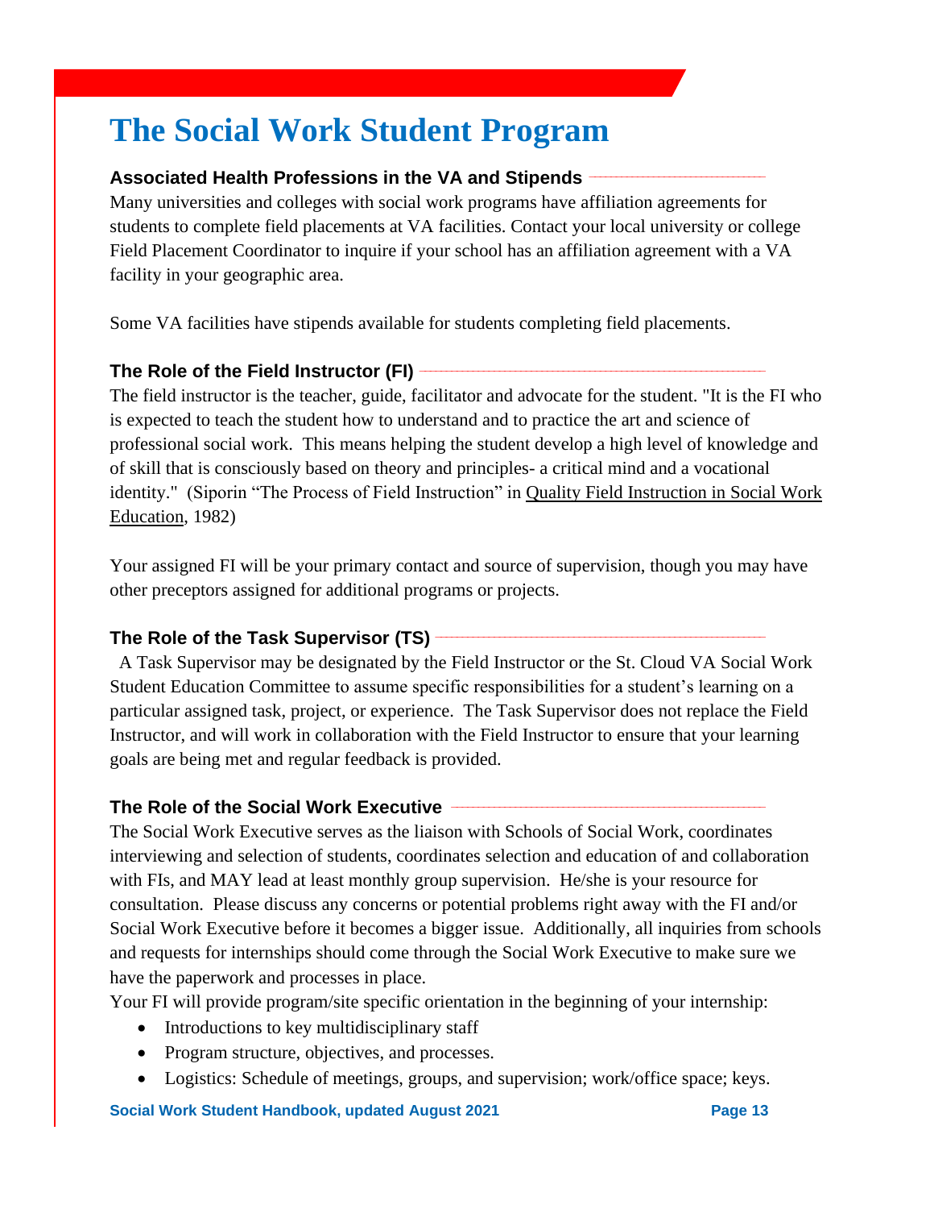# The Social Work Student Program

### Associated Health Professions in the VA and Stipends

Many universities and colleges with social work programs have affiliation agreements for students to complete field placements at VA facilities. Contact your local university or college Field Placement Coordinator to inquire if your school has an affiliation agreement with a VA facility in your geographic area.

Some VA facilities have stipends available for students completing field placements.

### The Role of the Field Instructor (FI)

The field instructor is the teacher, guide, facilitator and advocate for the student. "It is the FI who is expected to teach the student how to understand and to practice the art and science of professional social work. This means helping the student develop a high level of knowledge and of skill that is consciously based on theory and principles- a critical mind and a vocational identity." (Siporin "The Process of Field Instruction" in Quality Field Instruction in Social Work Education, 1982)

Your assigned FI will be your primary contact and source of supervision, though you may have other preceptors assigned for additional programs or projects.

### The Role of the Task Supervisor (TS)

A Task Supervisor may be designated by the Field Instructor or the St. Cloud VA Social Work Student Education Committee to assume specific responsibilities for a student's learning on a particular assigned task, project, or experience. The Task Supervisor does not replace the Field Instructor, and will work in collaboration with the Field Instructor to ensure that your learning goals are being met and regular feedback is provided.

### The Role of the Social Work Executive

The Social Work Executive serves as the liaison with Schools of Social Work, coordinates interviewing and selection of students, coordinates selection and education of and collaboration with FIs, and MAY lead at least monthly group supervision. He/she is your resource for consultation. Please discuss any concerns or potential problems right away with the FI and/or Social Work Executive before it becomes a bigger issue. Additionally, all inquiries from schools and requests for internships should come through the Social Work Executive to make sure we have the paperwork and processes in place.

Your FI will provide program/site specific orientation in the beginning of your internship:

- Introductions to key multidisciplinary staff
- Program structure, objectives, and processes.
- Logistics: Schedule of meetings, groups, and supervision; work/office space; keys.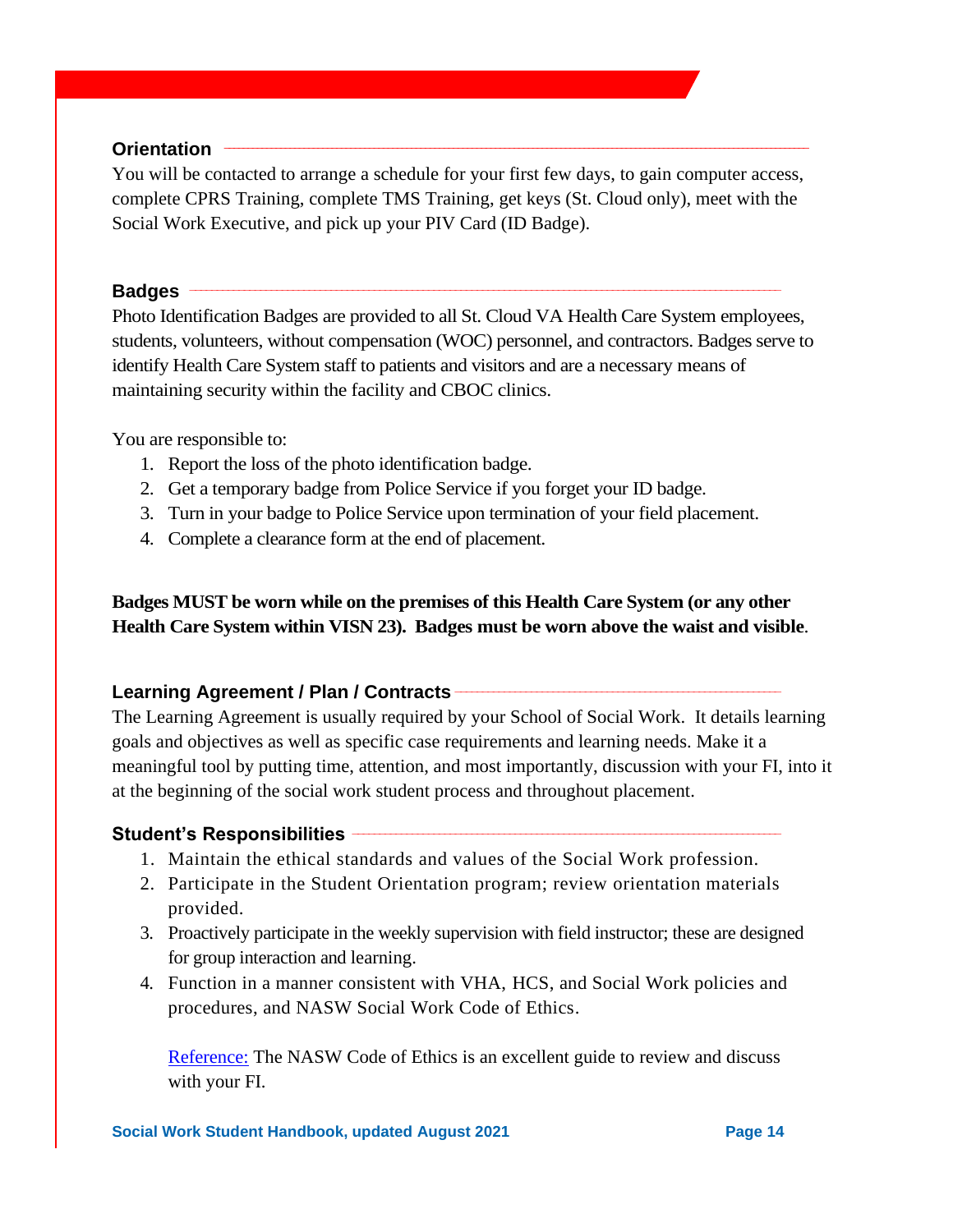## Orientation

You will be contacted to arrange a schedule for your first few days, to gain computer access, complete CPRS Training, complete TMS Training, get keys (St. Cloud only), meet with the Social Work Executive, and pick up your PIV Card (ID Badge).

## Badges

Photo Identification Badges are provided to all St. Cloud VA Health Care System employees, students, volunteers, without compensation (WOC) personnel, and contractors. Badges serve to identify Health Care System staff to patients and visitors and are a necessary means of maintaining security within the facility and CBOC clinics.

You are responsible to:

1. Report the loss of the photo identification badge.
2. Get a temporary badge from Police Service if you forget your ID badge.
3. Turn in your badge to Police Service upon termination of your field placement.
4. Complete a clearance form at the end of placement.

**Badges MUST be worn while on the premises of this Health Care System (or any other Health Care System within VISN 23). Badges must be worn above the waist and visible**.

## Learning Agreement / Plan / Contracts

The Learning Agreement is usually required by your School of Social Work. It details learning goals and objectives as well as specific case requirements and learning needs. Make it a meaningful tool by putting time, attention, and most importantly, discussion with your FI, into it at the beginning of the social work student process and throughout placement.

## Student's Responsibilities

1. Maintain the ethical standards and values of the Social Work profession.
2. Participate in the Student Orientation program; review orientation materials provided.
3. Proactively participate in the weekly supervision with field instructor; these are designed for group interaction and learning.
4. Function in a manner consistent with VHA, HCS, and Social Work policies and procedures, and NASW Social Work Code of Ethics.

   Reference: The NASW Code of Ethics is an excellent guide to review and discuss with your FI.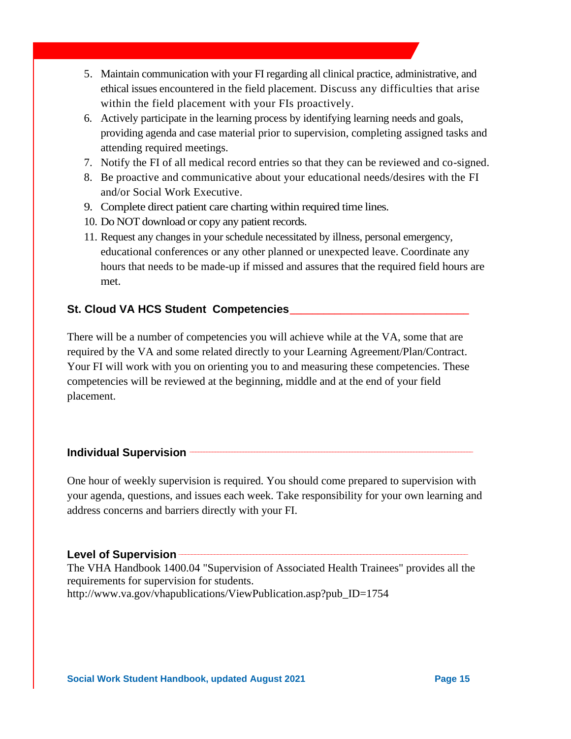5. Maintain communication with your FI regarding all clinical practice, administrative, and ethical issues encountered in the field placement. Discuss any difficulties that arise within the field placement with your FIs proactively.
6. Actively participate in the learning process by identifying learning needs and goals, providing agenda and case material prior to supervision, completing assigned tasks and attending required meetings.
7. Notify the FI of all medical record entries so that they can be reviewed and co-signed.
8. Be proactive and communicative about your educational needs/desires with the FI and/or Social Work Executive.
9. Complete direct patient care charting within required time lines.
10. Do NOT download or copy any patient records.
11. Request any changes in your schedule necessitated by illness, personal emergency, educational conferences or any other planned or unexpected leave. Coordinate any hours that needs to be made-up if missed and assures that the required field hours are met.

### St. Cloud VA HCS Student Competencies

There will be a number of competencies you will achieve while at the VA, some that are required by the VA and some related directly to your Learning Agreement/Plan/Contract. Your FI will work with you on orienting you to and measuring these competencies. These competencies will be reviewed at the beginning, middle and at the end of your field placement.

### Individual Supervision

One hour of weekly supervision is required. You should come prepared to supervision with your agenda, questions, and issues each week. Take responsibility for your own learning and address concerns and barriers directly with your FI.

### Level of Supervision

The VHA Handbook 1400.04 "Supervision of Associated Health Trainees" provides all the requirements for supervision for students.
http://www.va.gov/vhapublications/ViewPublication.asp?pub_ID=1754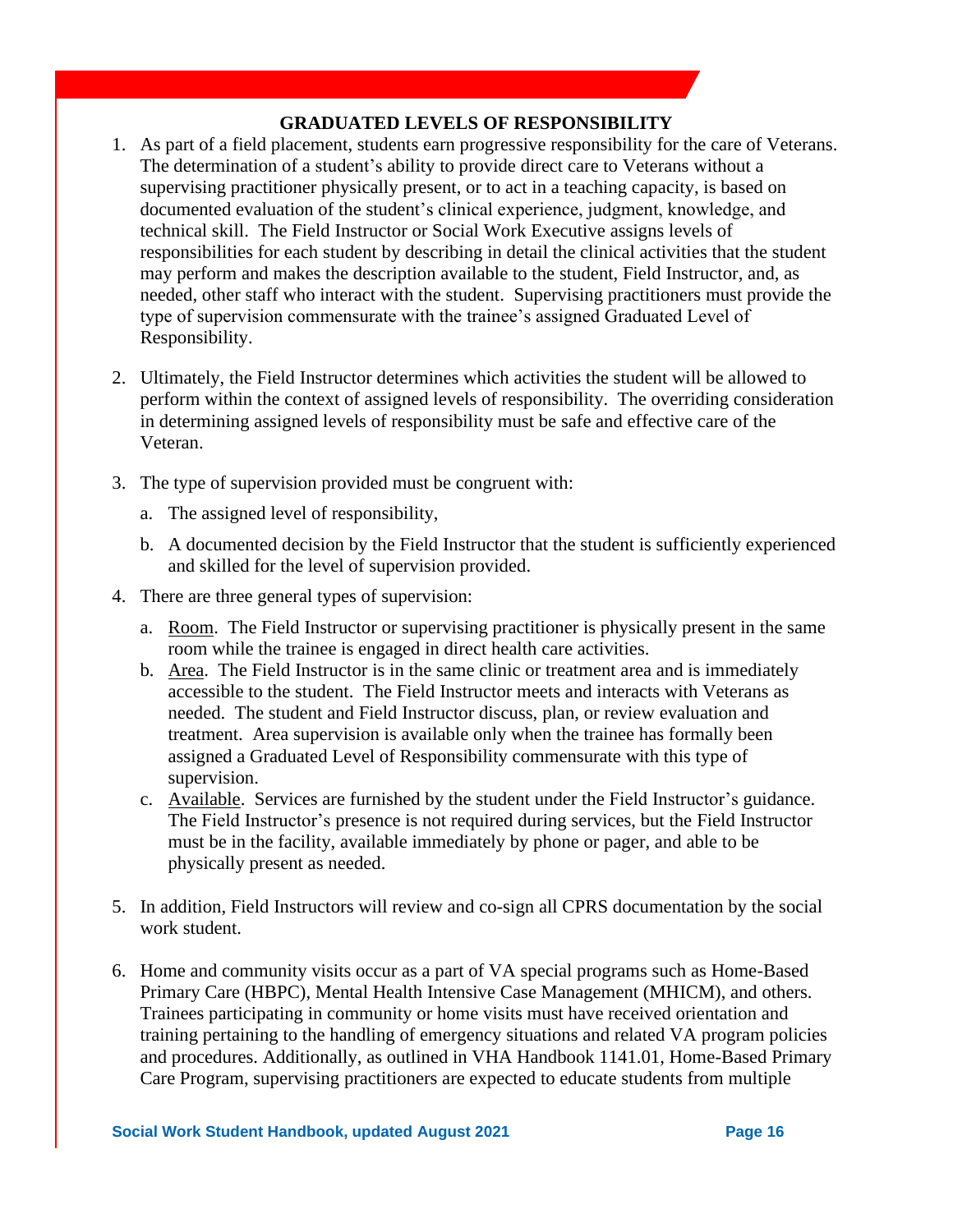## GRADUATED LEVELS OF RESPONSIBILITY

1. As part of a field placement, students earn progressive responsibility for the care of Veterans. The determination of a student's ability to provide direct care to Veterans without a supervising practitioner physically present, or to act in a teaching capacity, is based on documented evaluation of the student's clinical experience, judgment, knowledge, and technical skill. The Field Instructor or Social Work Executive assigns levels of responsibilities for each student by describing in detail the clinical activities that the student may perform and makes the description available to the student, Field Instructor, and, as needed, other staff who interact with the student. Supervising practitioners must provide the type of supervision commensurate with the trainee's assigned Graduated Level of Responsibility.

2. Ultimately, the Field Instructor determines which activities the student will be allowed to perform within the context of assigned levels of responsibility. The overriding consideration in determining assigned levels of responsibility must be safe and effective care of the Veteran.

3. The type of supervision provided must be congruent with:
   a. The assigned level of responsibility,
   b. A documented decision by the Field Instructor that the student is sufficiently experienced and skilled for the level of supervision provided.

4. There are three general types of supervision:
   a. <u>Room</u>. The Field Instructor or supervising practitioner is physically present in the same room while the trainee is engaged in direct health care activities.
   b. <u>Area</u>. The Field Instructor is in the same clinic or treatment area and is immediately accessible to the student. The Field Instructor meets and interacts with Veterans as needed. The student and Field Instructor discuss, plan, or review evaluation and treatment. Area supervision is available only when the trainee has formally been assigned a Graduated Level of Responsibility commensurate with this type of supervision.
   c. <u>Available</u>. Services are furnished by the student under the Field Instructor's guidance. The Field Instructor's presence is not required during services, but the Field Instructor must be in the facility, available immediately by phone or pager, and able to be physically present as needed.

5. In addition, Field Instructors will review and co-sign all CPRS documentation by the social work student.

6. Home and community visits occur as a part of VA special programs such as Home-Based Primary Care (HBPC), Mental Health Intensive Case Management (MHICM), and others. Trainees participating in community or home visits must have received orientation and training pertaining to the handling of emergency situations and related VA program policies and procedures. Additionally, as outlined in VHA Handbook 1141.01, Home-Based Primary Care Program, supervising practitioners are expected to educate students from multiple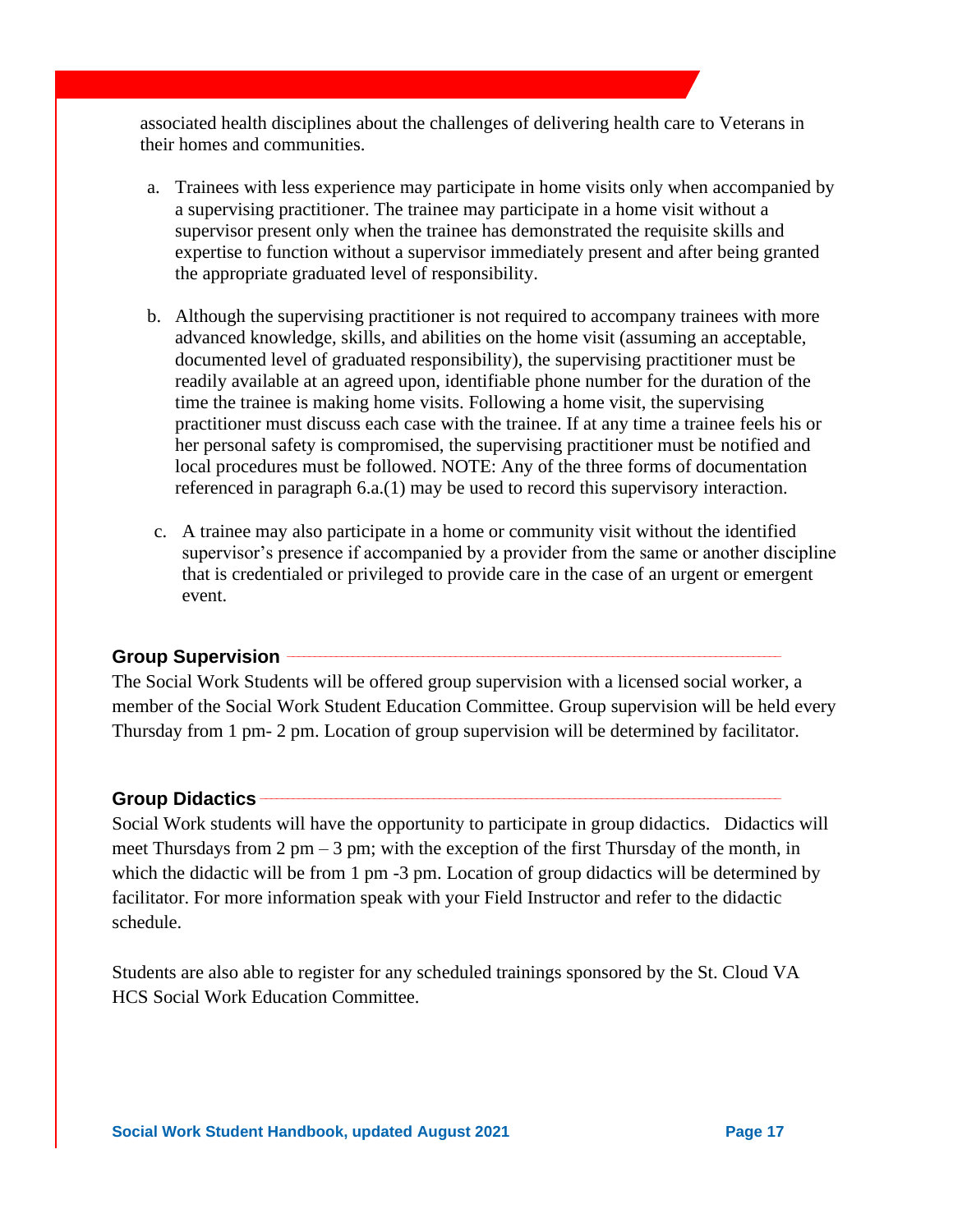associated health disciplines about the challenges of delivering health care to Veterans in their homes and communities.

a. Trainees with less experience may participate in home visits only when accompanied by a supervising practitioner. The trainee may participate in a home visit without a supervisor present only when the trainee has demonstrated the requisite skills and expertise to function without a supervisor immediately present and after being granted the appropriate graduated level of responsibility.

b. Although the supervising practitioner is not required to accompany trainees with more advanced knowledge, skills, and abilities on the home visit (assuming an acceptable, documented level of graduated responsibility), the supervising practitioner must be readily available at an agreed upon, identifiable phone number for the duration of the time the trainee is making home visits. Following a home visit, the supervising practitioner must discuss each case with the trainee. If at any time a trainee feels his or her personal safety is compromised, the supervising practitioner must be notified and local procedures must be followed. NOTE: Any of the three forms of documentation referenced in paragraph 6.a.(1) may be used to record this supervisory interaction.

c. A trainee may also participate in a home or community visit without the identified supervisor's presence if accompanied by a provider from the same or another discipline that is credentialed or privileged to provide care in the case of an urgent or emergent event.

## Group Supervision

The Social Work Students will be offered group supervision with a licensed social worker, a member of the Social Work Student Education Committee. Group supervision will be held every Thursday from 1 pm- 2 pm. Location of group supervision will be determined by facilitator.

## Group Didactics

Social Work students will have the opportunity to participate in group didactics. Didactics will meet Thursdays from 2 pm – 3 pm; with the exception of the first Thursday of the month, in which the didactic will be from 1 pm -3 pm. Location of group didactics will be determined by facilitator. For more information speak with your Field Instructor and refer to the didactic schedule.

Students are also able to register for any scheduled trainings sponsored by the St. Cloud VA HCS Social Work Education Committee.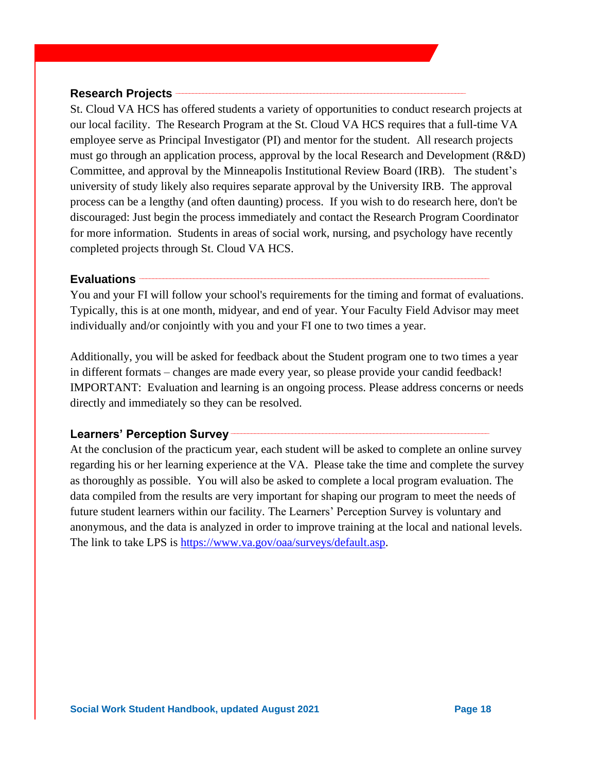## Research Projects

St. Cloud VA HCS has offered students a variety of opportunities to conduct research projects at our local facility. The Research Program at the St. Cloud VA HCS requires that a full-time VA employee serve as Principal Investigator (PI) and mentor for the student. All research projects must go through an application process, approval by the local Research and Development (R&D) Committee, and approval by the Minneapolis Institutional Review Board (IRB). The student's university of study likely also requires separate approval by the University IRB. The approval process can be a lengthy (and often daunting) process. If you wish to do research here, don't be discouraged: Just begin the process immediately and contact the Research Program Coordinator for more information. Students in areas of social work, nursing, and psychology have recently completed projects through St. Cloud VA HCS.

## Evaluations

You and your FI will follow your school's requirements for the timing and format of evaluations. Typically, this is at one month, midyear, and end of year. Your Faculty Field Advisor may meet individually and/or conjointly with you and your FI one to two times a year.

Additionally, you will be asked for feedback about the Student program one to two times a year in different formats – changes are made every year, so please provide your candid feedback! IMPORTANT: Evaluation and learning is an ongoing process. Please address concerns or needs directly and immediately so they can be resolved.

## Learners' Perception Survey

At the conclusion of the practicum year, each student will be asked to complete an online survey regarding his or her learning experience at the VA. Please take the time and complete the survey as thoroughly as possible. You will also be asked to complete a local program evaluation. The data compiled from the results are very important for shaping our program to meet the needs of future student learners within our facility. The Learners' Perception Survey is voluntary and anonymous, and the data is analyzed in order to improve training at the local and national levels. The link to take LPS is [https://www.va.gov/oaa/surveys/default.asp](https://www.va.gov/oaa/surveys/default.asp).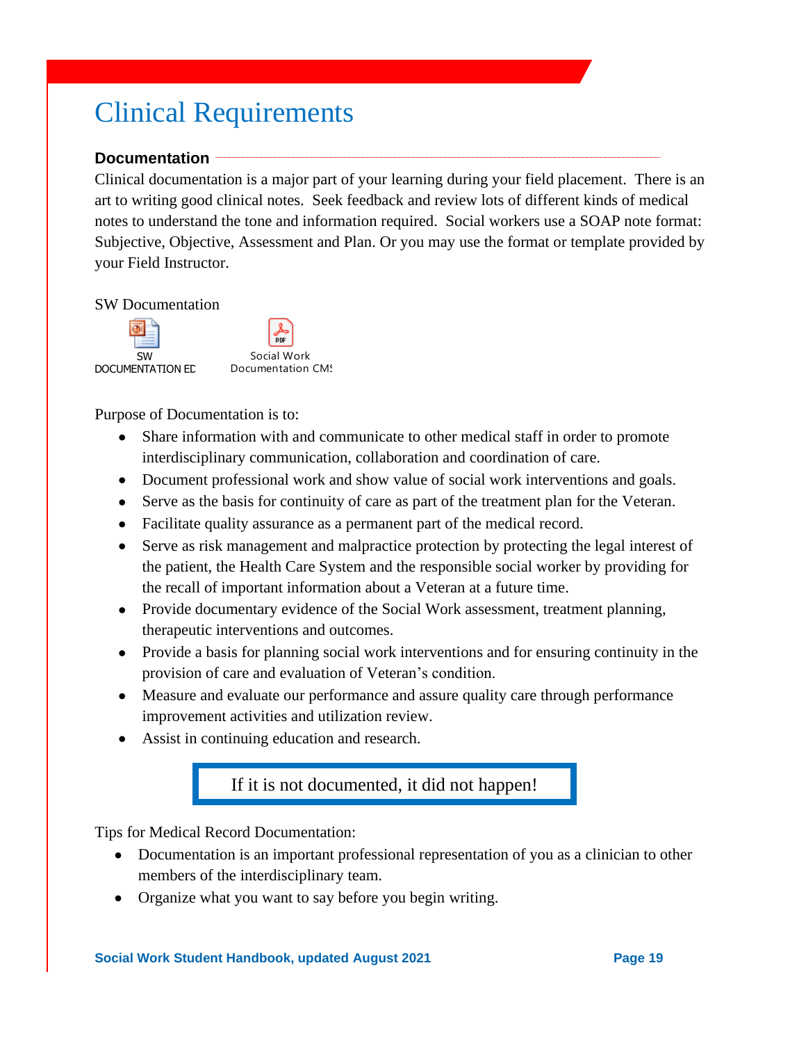# Clinical Requirements

## Documentation

Clinical documentation is a major part of your learning during your field placement. There is an art to writing good clinical notes. Seek feedback and review lots of different kinds of medical notes to understand the tone and information required. Social workers use a SOAP note format: Subjective, Objective, Assessment and Plan. Or you may use the format or template provided by your Field Instructor.

SW Documentation

SW DOCUMENTATION ED

Social Work Documentation CMS

Purpose of Documentation is to:

- Share information with and communicate to other medical staff in order to promote interdisciplinary communication, collaboration and coordination of care.
- Document professional work and show value of social work interventions and goals.
- Serve as the basis for continuity of care as part of the treatment plan for the Veteran.
- Facilitate quality assurance as a permanent part of the medical record.
- Serve as risk management and malpractice protection by protecting the legal interest of the patient, the Health Care System and the responsible social worker by providing for the recall of important information about a Veteran at a future time.
- Provide documentary evidence of the Social Work assessment, treatment planning, therapeutic interventions and outcomes.
- Provide a basis for planning social work interventions and for ensuring continuity in the provision of care and evaluation of Veteran's condition.
- Measure and evaluate our performance and assure quality care through performance improvement activities and utilization review.
- Assist in continuing education and research.

If it is not documented, it did not happen!

Tips for Medical Record Documentation:

- Documentation is an important professional representation of you as a clinician to other members of the interdisciplinary team.
- Organize what you want to say before you begin writing.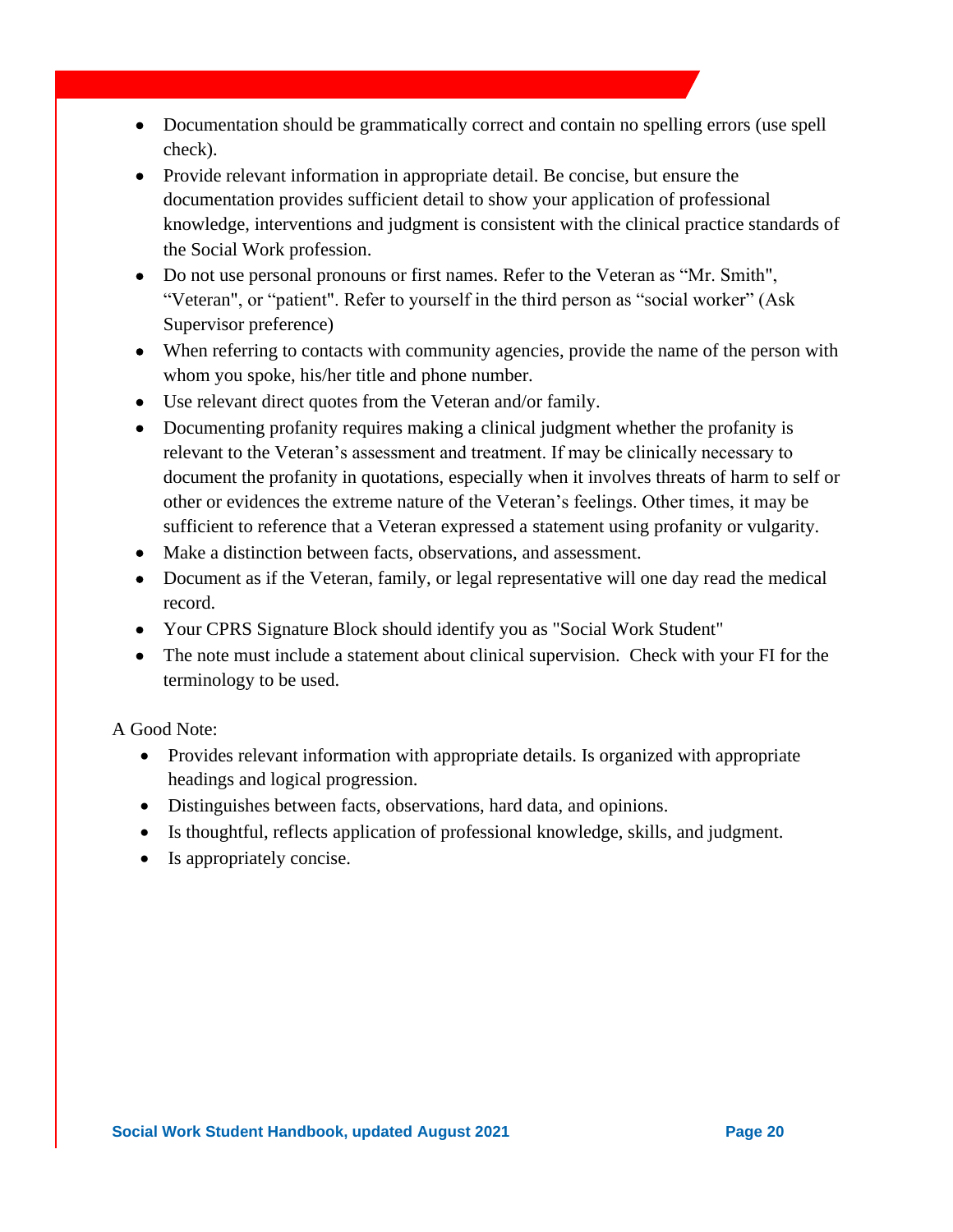- Documentation should be grammatically correct and contain no spelling errors (use spell check).
- Provide relevant information in appropriate detail. Be concise, but ensure the documentation provides sufficient detail to show your application of professional knowledge, interventions and judgment is consistent with the clinical practice standards of the Social Work profession.
- Do not use personal pronouns or first names. Refer to the Veteran as "Mr. Smith", "Veteran", or "patient". Refer to yourself in the third person as "social worker" (Ask Supervisor preference)
- When referring to contacts with community agencies, provide the name of the person with whom you spoke, his/her title and phone number.
- Use relevant direct quotes from the Veteran and/or family.
- Documenting profanity requires making a clinical judgment whether the profanity is relevant to the Veteran's assessment and treatment. If may be clinically necessary to document the profanity in quotations, especially when it involves threats of harm to self or other or evidences the extreme nature of the Veteran's feelings. Other times, it may be sufficient to reference that a Veteran expressed a statement using profanity or vulgarity.
- Make a distinction between facts, observations, and assessment.
- Document as if the Veteran, family, or legal representative will one day read the medical record.
- Your CPRS Signature Block should identify you as "Social Work Student"
- The note must include a statement about clinical supervision. Check with your FI for the terminology to be used.

A Good Note:

- Provides relevant information with appropriate details. Is organized with appropriate headings and logical progression.
- Distinguishes between facts, observations, hard data, and opinions.
- Is thoughtful, reflects application of professional knowledge, skills, and judgment.
- Is appropriately concise.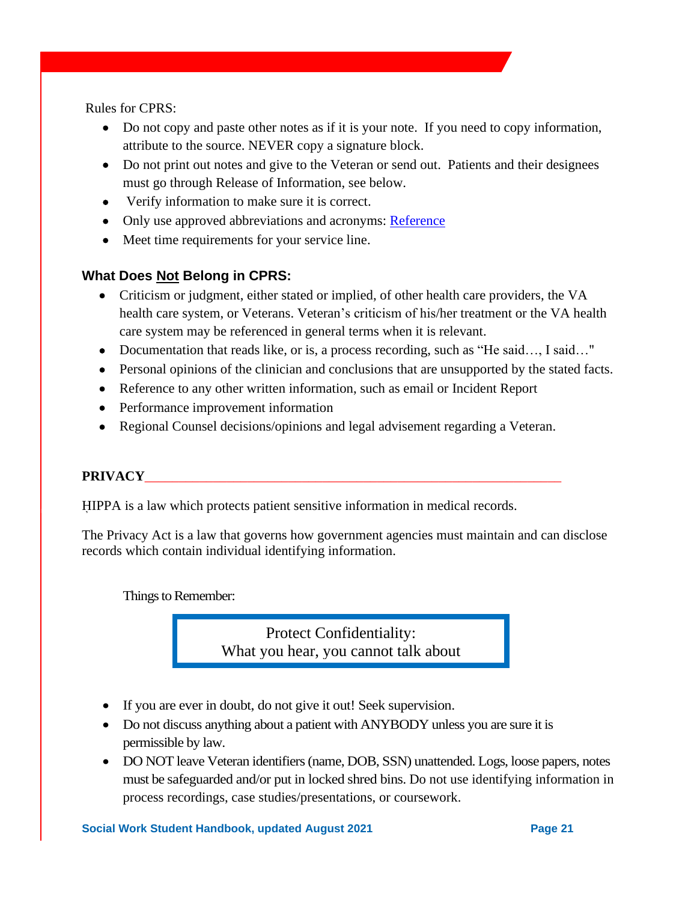Rules for CPRS:

- Do not copy and paste other notes as if it is your note. If you need to copy information, attribute to the source. NEVER copy a signature block.
- Do not print out notes and give to the Veteran or send out. Patients and their designees must go through Release of Information, see below.
- Verify information to make sure it is correct.
- Only use approved abbreviations and acronyms: Reference
- Meet time requirements for your service line.

### What Does Not Belong in CPRS:

- Criticism or judgment, either stated or implied, of other health care providers, the VA health care system, or Veterans. Veteran's criticism of his/her treatment or the VA health care system may be referenced in general terms when it is relevant.
- Documentation that reads like, or is, a process recording, such as "He said…, I said…"
- Personal opinions of the clinician and conclusions that are unsupported by the stated facts.
- Reference to any other written information, such as email or Incident Report
- Performance improvement information
- Regional Counsel decisions/opinions and legal advisement regarding a Veteran.

## PRIVACY

HIPPA is a law which protects patient sensitive information in medical records.

The Privacy Act is a law that governs how government agencies must maintain and can disclose records which contain individual identifying information.

Things to Remember:

> Protect Confidentiality:
> What you hear, you cannot talk about

- If you are ever in doubt, do not give it out! Seek supervision.
- Do not discuss anything about a patient with ANYBODY unless you are sure it is permissible by law.
- DO NOT leave Veteran identifiers (name, DOB, SSN) unattended. Logs, loose papers, notes must be safeguarded and/or put in locked shred bins. Do not use identifying information in process recordings, case studies/presentations, or coursework.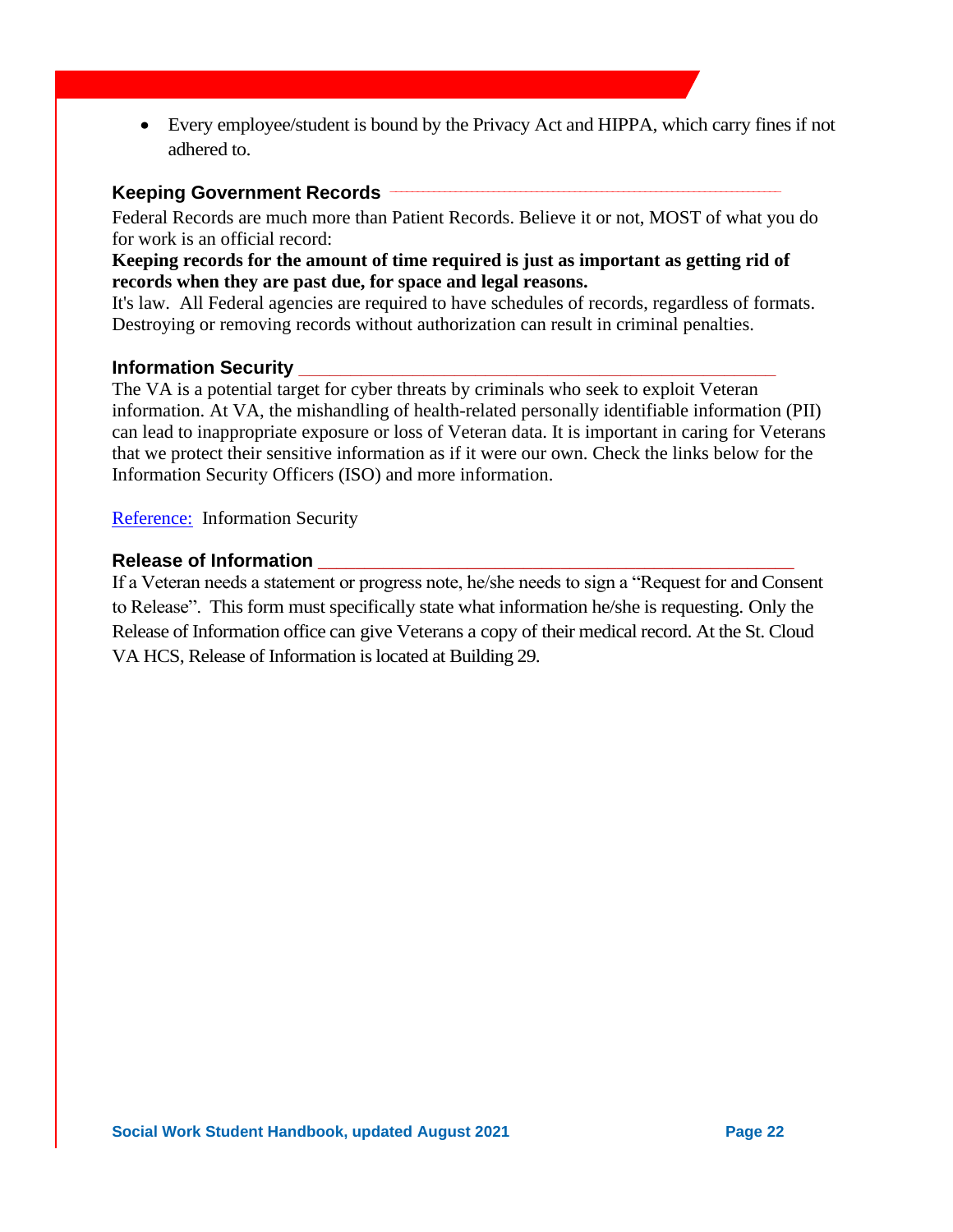- Every employee/student is bound by the Privacy Act and HIPPA, which carry fines if not adhered to.

### Keeping Government Records

Federal Records are much more than Patient Records. Believe it or not, MOST of what you do for work is an official record:

**Keeping records for the amount of time required is just as important as getting rid of records when they are past due, for space and legal reasons.**

It's law. All Federal agencies are required to have schedules of records, regardless of formats. Destroying or removing records without authorization can result in criminal penalties.

### Information Security

The VA is a potential target for cyber threats by criminals who seek to exploit Veteran information. At VA, the mishandling of health-related personally identifiable information (PII) can lead to inappropriate exposure or loss of Veteran data. It is important in caring for Veterans that we protect their sensitive information as if it were our own. Check the links below for the Information Security Officers (ISO) and more information.

Reference: Information Security

### Release of Information

If a Veteran needs a statement or progress note, he/she needs to sign a "Request for and Consent to Release". This form must specifically state what information he/she is requesting. Only the Release of Information office can give Veterans a copy of their medical record. At the St. Cloud VA HCS, Release of Information is located at Building 29.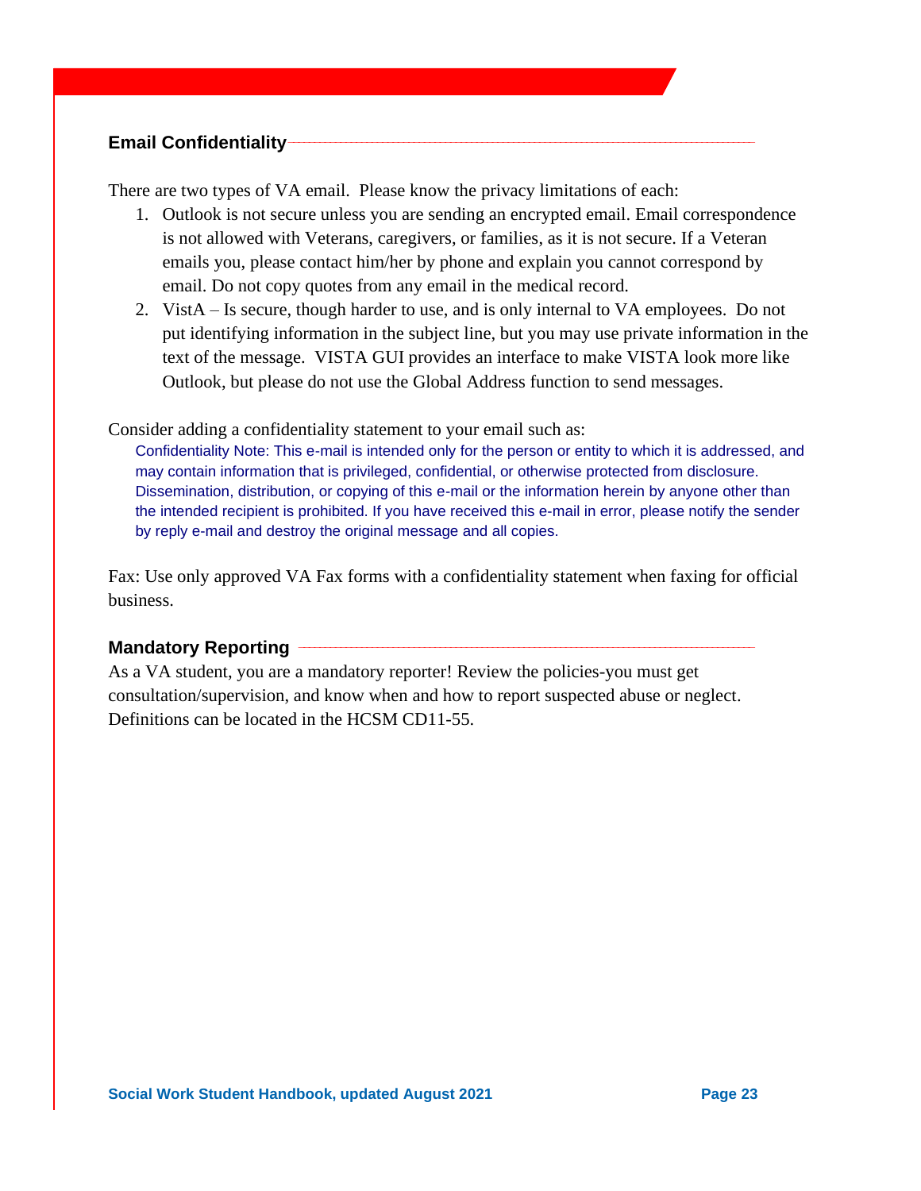## Email Confidentiality

There are two types of VA email. Please know the privacy limitations of each:

1. Outlook is not secure unless you are sending an encrypted email. Email correspondence is not allowed with Veterans, caregivers, or families, as it is not secure. If a Veteran emails you, please contact him/her by phone and explain you cannot correspond by email. Do not copy quotes from any email in the medical record.
2. VistA – Is secure, though harder to use, and is only internal to VA employees. Do not put identifying information in the subject line, but you may use private information in the text of the message. VISTA GUI provides an interface to make VISTA look more like Outlook, but please do not use the Global Address function to send messages.

Consider adding a confidentiality statement to your email such as:

> Confidentiality Note: This e-mail is intended only for the person or entity to which it is addressed, and may contain information that is privileged, confidential, or otherwise protected from disclosure. Dissemination, distribution, or copying of this e-mail or the information herein by anyone other than the intended recipient is prohibited. If you have received this e-mail in error, please notify the sender by reply e-mail and destroy the original message and all copies.

Fax: Use only approved VA Fax forms with a confidentiality statement when faxing for official business.

## Mandatory Reporting

As a VA student, you are a mandatory reporter! Review the policies-you must get consultation/supervision, and know when and how to report suspected abuse or neglect. Definitions can be located in the HCSM CD11-55.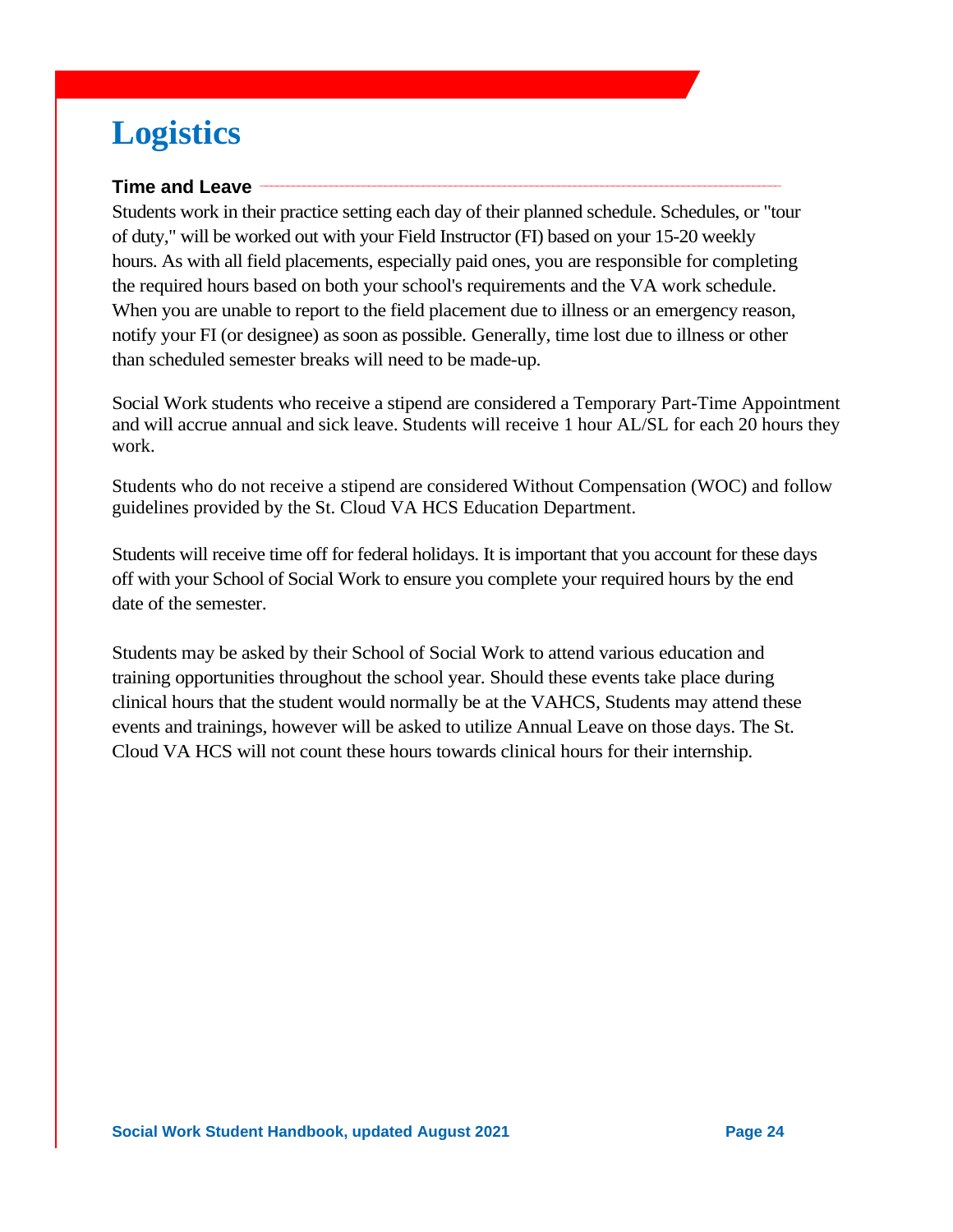# Logistics

## Time and Leave

Students work in their practice setting each day of their planned schedule. Schedules, or "tour of duty," will be worked out with your Field Instructor (FI) based on your 15-20 weekly hours. As with all field placements, especially paid ones, you are responsible for completing the required hours based on both your school's requirements and the VA work schedule. When you are unable to report to the field placement due to illness or an emergency reason, notify your FI (or designee) as soon as possible. Generally, time lost due to illness or other than scheduled semester breaks will need to be made-up.

Social Work students who receive a stipend are considered a Temporary Part-Time Appointment and will accrue annual and sick leave. Students will receive 1 hour AL/SL for each 20 hours they work.

Students who do not receive a stipend are considered Without Compensation (WOC) and follow guidelines provided by the St. Cloud VA HCS Education Department.

Students will receive time off for federal holidays. It is important that you account for these days off with your School of Social Work to ensure you complete your required hours by the end date of the semester.

Students may be asked by their School of Social Work to attend various education and training opportunities throughout the school year. Should these events take place during clinical hours that the student would normally be at the VAHCS, Students may attend these events and trainings, however will be asked to utilize Annual Leave on those days. The St. Cloud VA HCS will not count these hours towards clinical hours for their internship.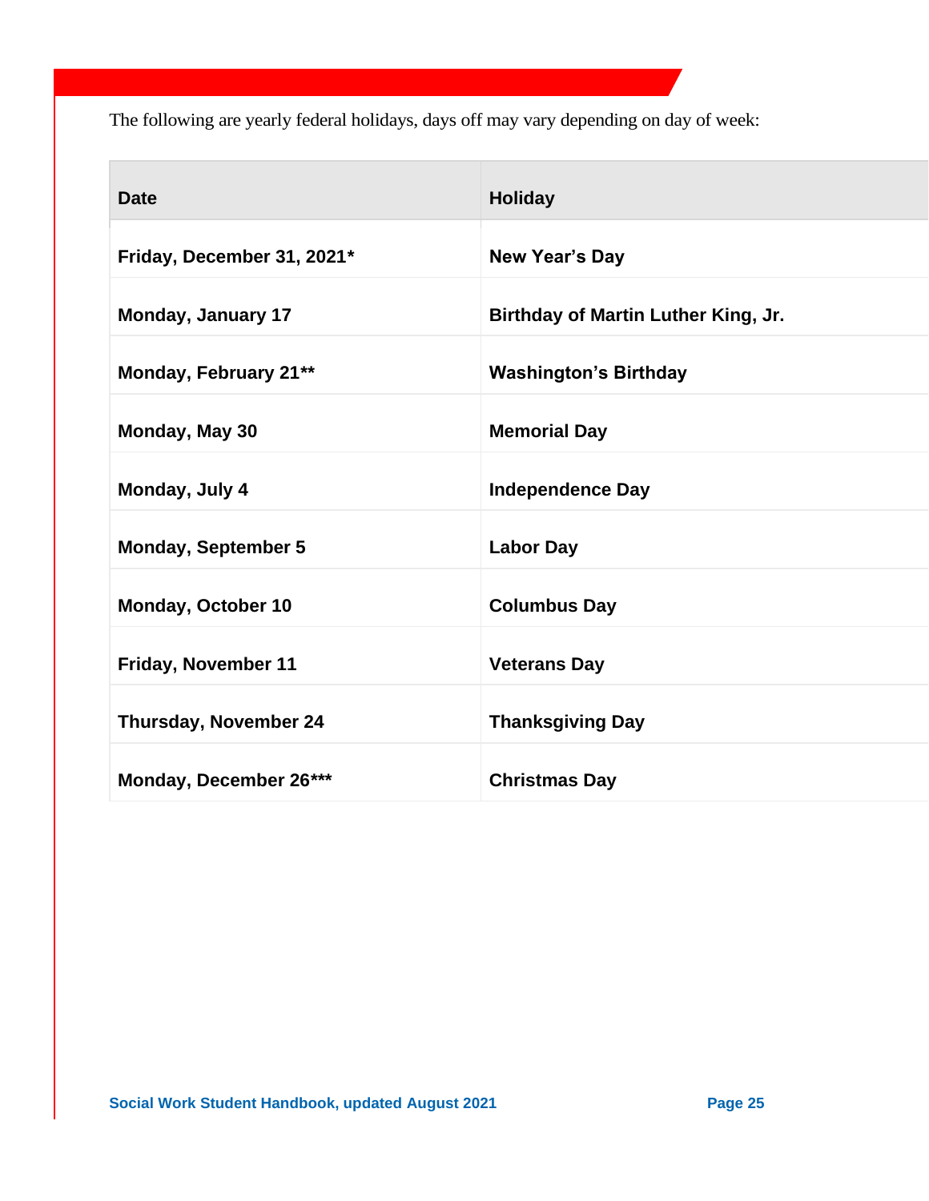The following are yearly federal holidays, days off may vary depending on day of week:

| Date | Holiday |
|---|---|
| **Friday, December 31, 2021*** | **New Year's Day** |
| **Monday, January 17** | **Birthday of Martin Luther King, Jr.** |
| **Monday, February 21**** | **Washington's Birthday** |
| **Monday, May 30** | **Memorial Day** |
| **Monday, July 4** | **Independence Day** |
| **Monday, September 5** | **Labor Day** |
| **Monday, October 10** | **Columbus Day** |
| **Friday, November 11** | **Veterans Day** |
| **Thursday, November 24** | **Thanksgiving Day** |
| **Monday, December 26***** | **Christmas Day** |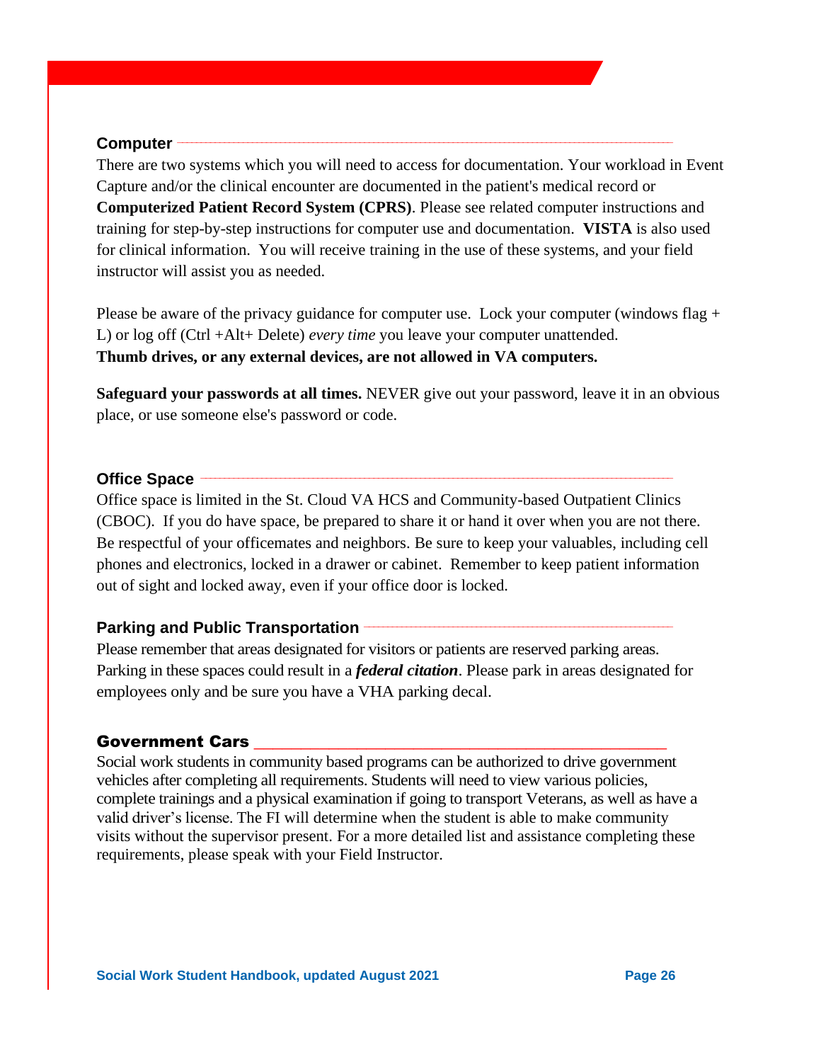## Computer

There are two systems which you will need to access for documentation. Your workload in Event Capture and/or the clinical encounter are documented in the patient's medical record or **Computerized Patient Record System (CPRS)**. Please see related computer instructions and training for step-by-step instructions for computer use and documentation. **VISTA** is also used for clinical information. You will receive training in the use of these systems, and your field instructor will assist you as needed.

Please be aware of the privacy guidance for computer use. Lock your computer (windows flag + L) or log off (Ctrl +Alt+ Delete) *every time* you leave your computer unattended.
**Thumb drives, or any external devices, are not allowed in VA computers.**

**Safeguard your passwords at all times.** NEVER give out your password, leave it in an obvious place, or use someone else's password or code.

## Office Space

Office space is limited in the St. Cloud VA HCS and Community-based Outpatient Clinics (CBOC). If you do have space, be prepared to share it or hand it over when you are not there. Be respectful of your officemates and neighbors. Be sure to keep your valuables, including cell phones and electronics, locked in a drawer or cabinet. Remember to keep patient information out of sight and locked away, even if your office door is locked.

## Parking and Public Transportation

Please remember that areas designated for visitors or patients are reserved parking areas. Parking in these spaces could result in a ***federal citation***. Please park in areas designated for employees only and be sure you have a VHA parking decal.

## Government Cars

Social work students in community based programs can be authorized to drive government vehicles after completing all requirements. Students will need to view various policies, complete trainings and a physical examination if going to transport Veterans, as well as have a valid driver's license. The FI will determine when the student is able to make community visits without the supervisor present. For a more detailed list and assistance completing these requirements, please speak with your Field Instructor.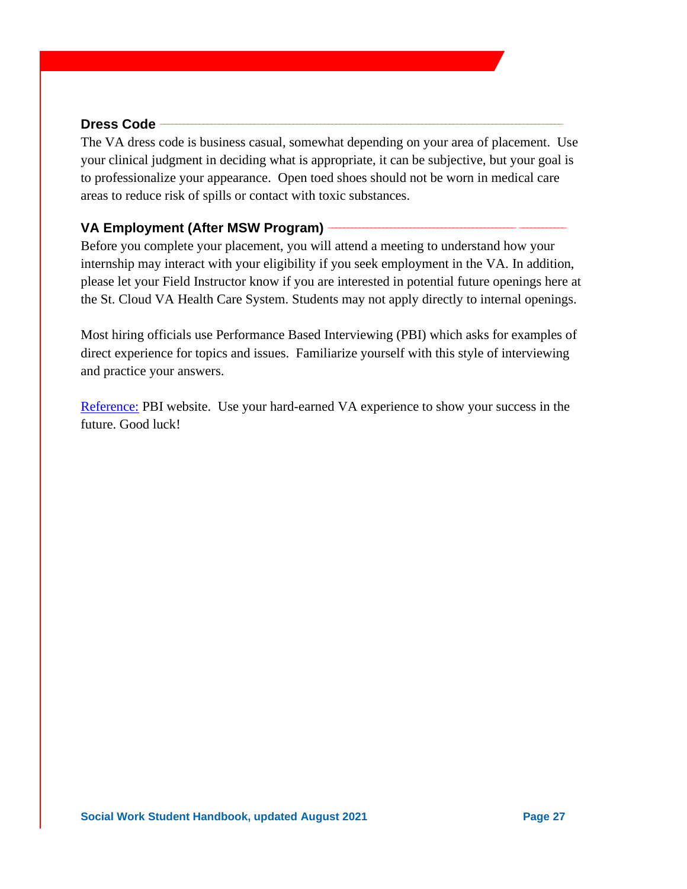## Dress Code

The VA dress code is business casual, somewhat depending on your area of placement. Use your clinical judgment in deciding what is appropriate, it can be subjective, but your goal is to professionalize your appearance. Open toed shoes should not be worn in medical care areas to reduce risk of spills or contact with toxic substances.

## VA Employment (After MSW Program)

Before you complete your placement, you will attend a meeting to understand how your internship may interact with your eligibility if you seek employment in the VA. In addition, please let your Field Instructor know if you are interested in potential future openings here at the St. Cloud VA Health Care System. Students may not apply directly to internal openings.

Most hiring officials use Performance Based Interviewing (PBI) which asks for examples of direct experience for topics and issues. Familiarize yourself with this style of interviewing and practice your answers.

Reference: PBI website. Use your hard-earned VA experience to show your success in the future. Good luck!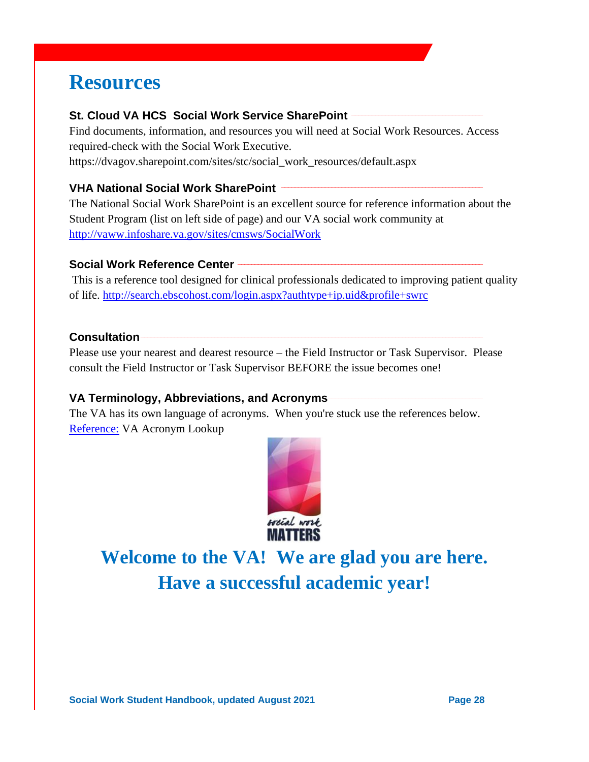# Resources

### St. Cloud VA HCS Social Work Service SharePoint

Find documents, information, and resources you will need at Social Work Resources. Access required-check with the Social Work Executive.
https://dvagov.sharepoint.com/sites/stc/social_work_resources/default.aspx

### VHA National Social Work SharePoint

The National Social Work SharePoint is an excellent source for reference information about the Student Program (list on left side of page) and our VA social work community at http://vaww.infoshare.va.gov/sites/cmsws/SocialWork

### Social Work Reference Center

This is a reference tool designed for clinical professionals dedicated to improving patient quality of life. http://search.ebscohost.com/login.aspx?authtype+ip.uid&profile+swrc

### Consultation

Please use your nearest and dearest resource – the Field Instructor or Task Supervisor. Please consult the Field Instructor or Task Supervisor BEFORE the issue becomes one!

### VA Terminology, Abbreviations, and Acronyms

The VA has its own language of acronyms. When you're stuck use the references below.
Reference: VA Acronym Lookup

social work MATTERS

## Welcome to the VA! We are glad you are here. Have a successful academic year!